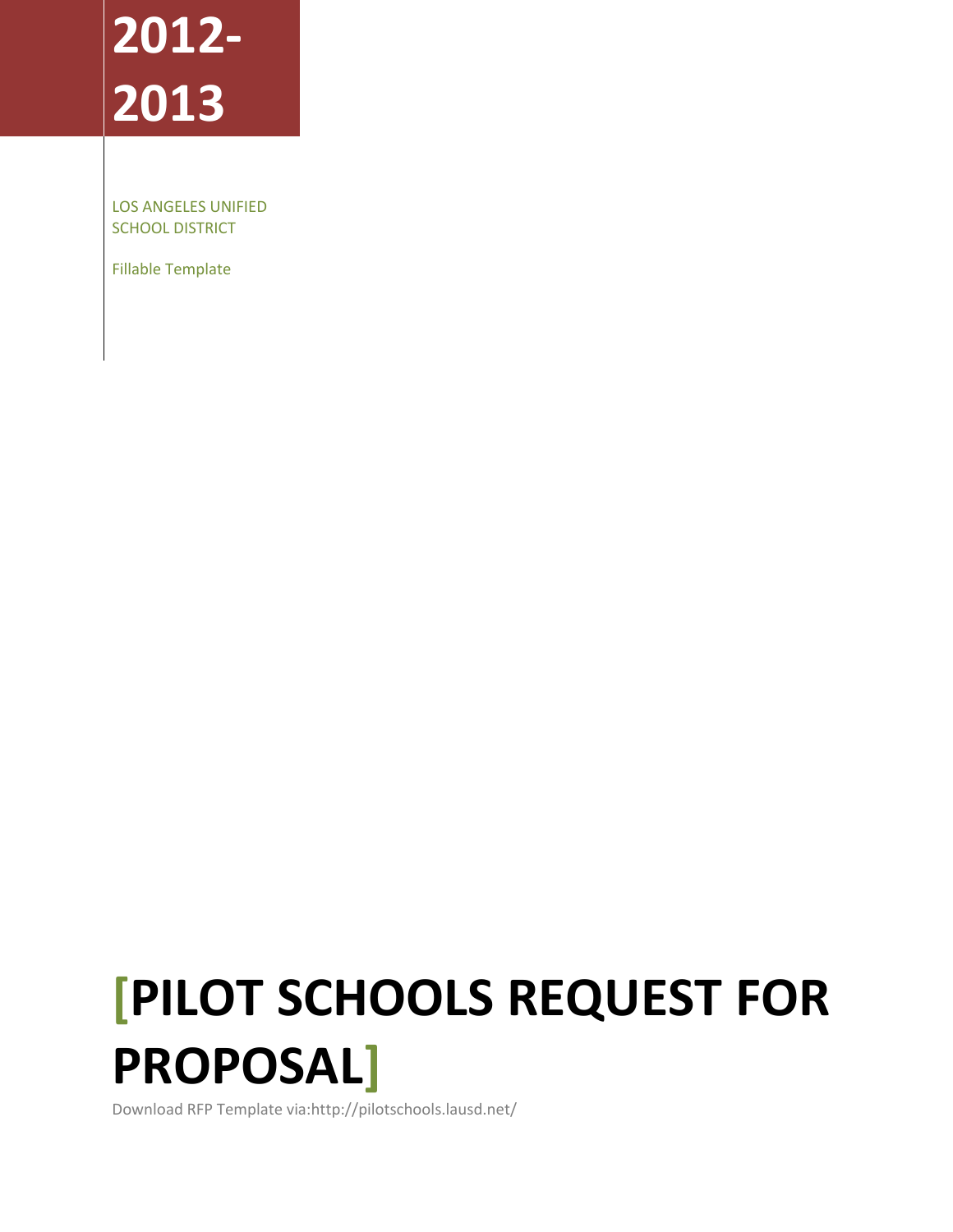# 2012-2013

LOS ANGELES UNIFIED SCHOOL DISTRICT

Fillable Template

# [PILOT SCHOOLS REQUEST FOR PROPOSAL]

Download RFP Template via:http://pilotschools.lausd.net/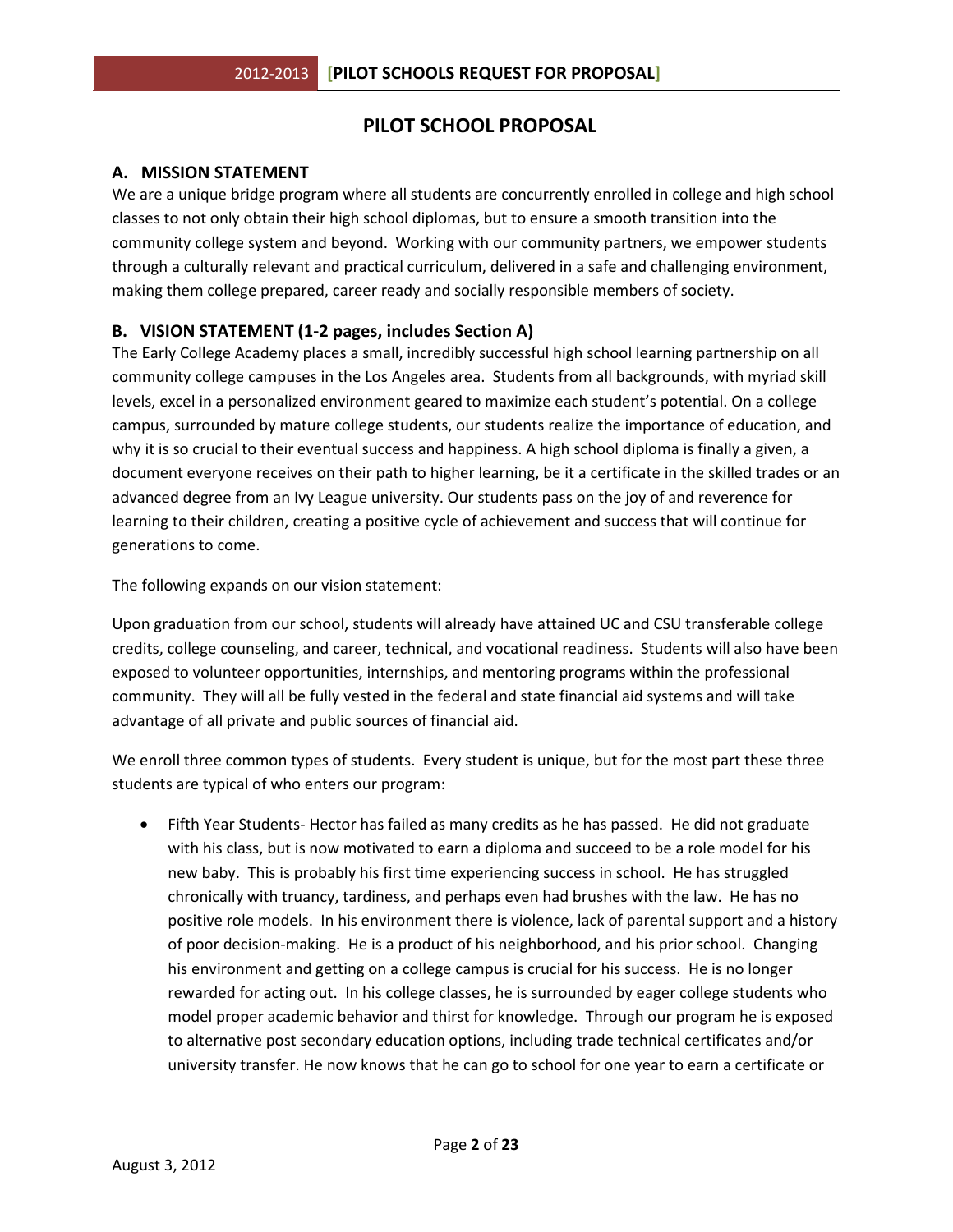# PILOT SCHOOL PROPOSAL

## A. MISSION STATEMENT

We are a unique bridge program where all students are concurrently enrolled in college and high school classes to not only obtain their high school diplomas, but to ensure a smooth transition into the community college system and beyond. Working with our community partners, we empower students through a culturally relevant and practical curriculum, delivered in a safe and challenging environment, making them college prepared, career ready and socially responsible members of society.

## B. VISION STATEMENT (1-2 pages, includes Section A)

The Early College Academy places a small, incredibly successful high school learning partnership on all community college campuses in the Los Angeles area. Students from all backgrounds, with myriad skill levels, excel in a personalized environment geared to maximize each student's potential. On a college campus, surrounded by mature college students, our students realize the importance of education, and why it is so crucial to their eventual success and happiness. A high school diploma is finally a given, a document everyone receives on their path to higher learning, be it a certificate in the skilled trades or an advanced degree from an Ivy League university. Our students pass on the joy of and reverence for learning to their children, creating a positive cycle of achievement and success that will continue for generations to come.

The following expands on our vision statement:

Upon graduation from our school, students will already have attained UC and CSU transferable college credits, college counseling, and career, technical, and vocational readiness. Students will also have been exposed to volunteer opportunities, internships, and mentoring programs within the professional community. They will all be fully vested in the federal and state financial aid systems and will take advantage of all private and public sources of financial aid.

We enroll three common types of students. Every student is unique, but for the most part these three students are typical of who enters our program:

- Fifth Year Students- Hector has failed as many credits as he has passed. He did not graduate with his class, but is now motivated to earn a diploma and succeed to be a role model for his new baby. This is probably his first time experiencing success in school. He has struggled chronically with truancy, tardiness, and perhaps even had brushes with the law. He has no positive role models. In his environment there is violence, lack of parental support and a history of poor decision-making. He is a product of his neighborhood, and his prior school. Changing his environment and getting on a college campus is crucial for his success. He is no longer rewarded for acting out. In his college classes, he is surrounded by eager college students who model proper academic behavior and thirst for knowledge. Through our program he is exposed to alternative post secondary education options, including trade technical certificates and/or university transfer. He now knows that he can go to school for one year to earn a certificate or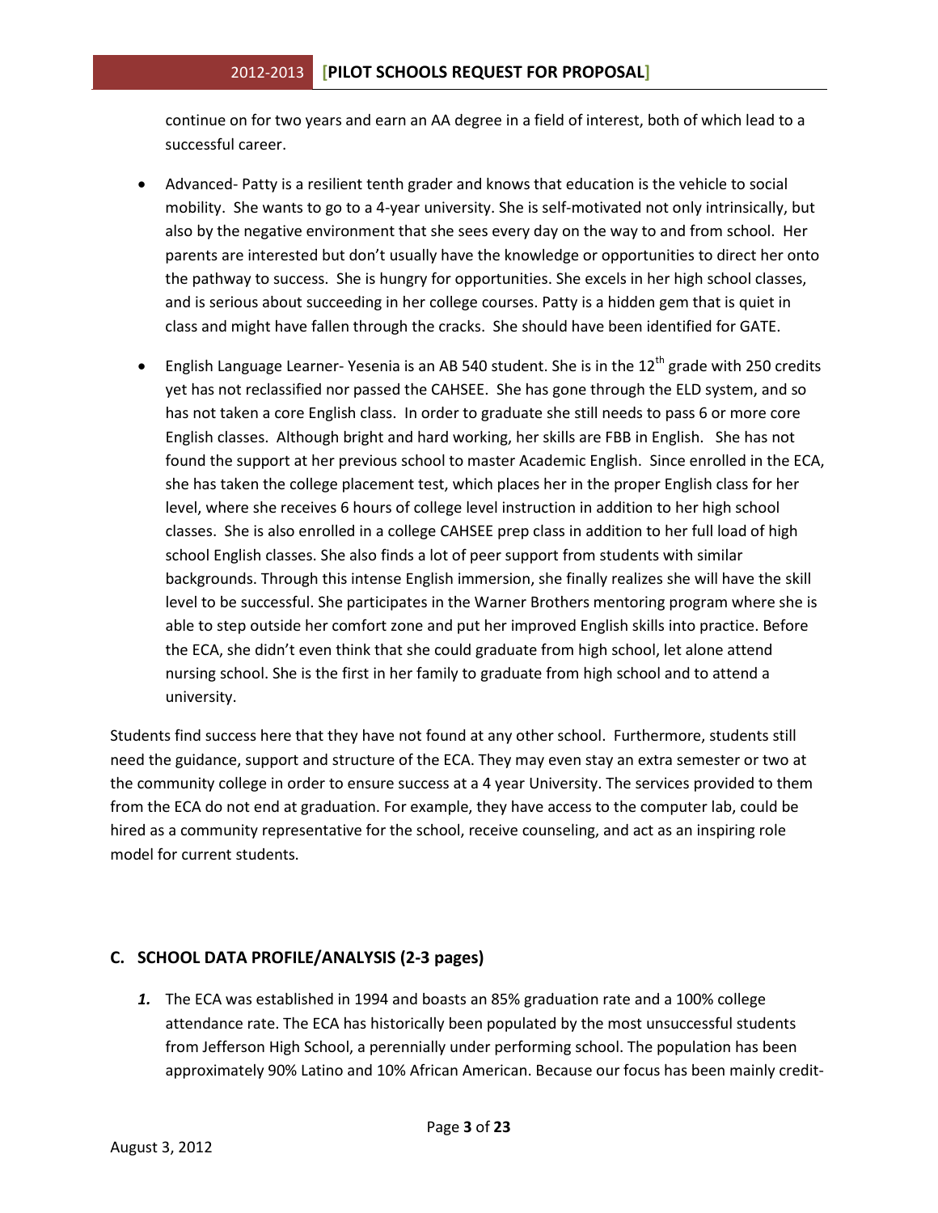continue on for two years and earn an AA degree in a field of interest, both of which lead to a successful career.

- Advanced- Patty is a resilient tenth grader and knows that education is the vehicle to social mobility. She wants to go to a 4-year university. She is self-motivated not only intrinsically, but also by the negative environment that she sees every day on the way to and from school. Her parents are interested but don't usually have the knowledge or opportunities to direct her onto the pathway to success. She is hungry for opportunities. She excels in her high school classes, and is serious about succeeding in her college courses. Patty is a hidden gem that is quiet in class and might have fallen through the cracks. She should have been identified for GATE.

- English Language Learner- Yesenia is an AB 540 student. She is in the 12th grade with 250 credits yet has not reclassified nor passed the CAHSEE. She has gone through the ELD system, and so has not taken a core English class. In order to graduate she still needs to pass 6 or more core English classes. Although bright and hard working, her skills are FBB in English. She has not found the support at her previous school to master Academic English. Since enrolled in the ECA, she has taken the college placement test, which places her in the proper English class for her level, where she receives 6 hours of college level instruction in addition to her high school classes. She is also enrolled in a college CAHSEE prep class in addition to her full load of high school English classes. She also finds a lot of peer support from students with similar backgrounds. Through this intense English immersion, she finally realizes she will have the skill level to be successful. She participates in the Warner Brothers mentoring program where she is able to step outside her comfort zone and put her improved English skills into practice. Before the ECA, she didn't even think that she could graduate from high school, let alone attend nursing school. She is the first in her family to graduate from high school and to attend a university.

Students find success here that they have not found at any other school. Furthermore, students still need the guidance, support and structure of the ECA. They may even stay an extra semester or two at the community college in order to ensure success at a 4 year University. The services provided to them from the ECA do not end at graduation. For example, they have access to the computer lab, could be hired as a community representative for the school, receive counseling, and act as an inspiring role model for current students.

## C. SCHOOL DATA PROFILE/ANALYSIS (2-3 pages)

1. The ECA was established in 1994 and boasts an 85% graduation rate and a 100% college attendance rate. The ECA has historically been populated by the most unsuccessful students from Jefferson High School, a perennially under performing school. The population has been approximately 90% Latino and 10% African American. Because our focus has been mainly credit-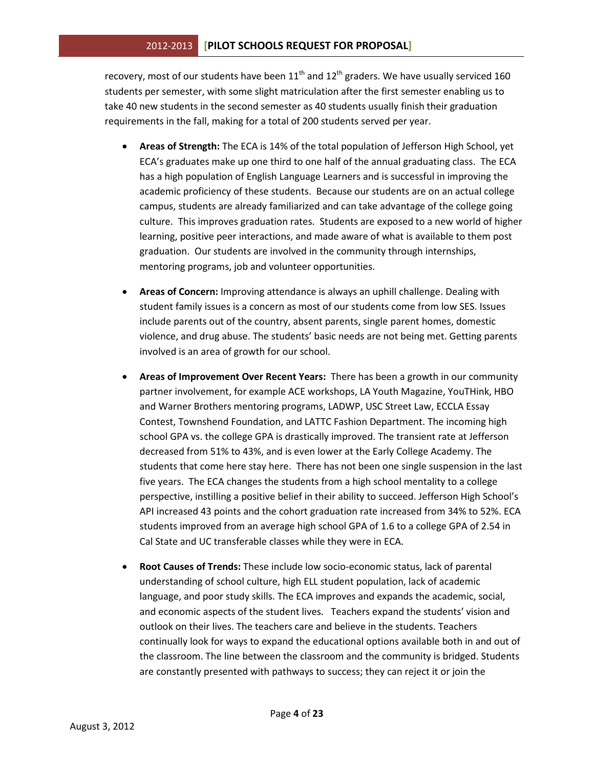recovery, most of our students have been 11th and 12th graders. We have usually serviced 160 students per semester, with some slight matriculation after the first semester enabling us to take 40 new students in the second semester as 40 students usually finish their graduation requirements in the fall, making for a total of 200 students served per year.

- **Areas of Strength:** The ECA is 14% of the total population of Jefferson High School, yet ECA's graduates make up one third to one half of the annual graduating class. The ECA has a high population of English Language Learners and is successful in improving the academic proficiency of these students. Because our students are on an actual college campus, students are already familiarized and can take advantage of the college going culture. This improves graduation rates. Students are exposed to a new world of higher learning, positive peer interactions, and made aware of what is available to them post graduation. Our students are involved in the community through internships, mentoring programs, job and volunteer opportunities.

- **Areas of Concern:** Improving attendance is always an uphill challenge. Dealing with student family issues is a concern as most of our students come from low SES. Issues include parents out of the country, absent parents, single parent homes, domestic violence, and drug abuse. The students' basic needs are not being met. Getting parents involved is an area of growth for our school.

- **Areas of Improvement Over Recent Years:** There has been a growth in our community partner involvement, for example ACE workshops, LA Youth Magazine, YouTHink, HBO and Warner Brothers mentoring programs, LADWP, USC Street Law, ECCLA Essay Contest, Townshend Foundation, and LATTC Fashion Department. The incoming high school GPA vs. the college GPA is drastically improved. The transient rate at Jefferson decreased from 51% to 43%, and is even lower at the Early College Academy. The students that come here stay here. There has not been one single suspension in the last five years. The ECA changes the students from a high school mentality to a college perspective, instilling a positive belief in their ability to succeed. Jefferson High School's API increased 43 points and the cohort graduation rate increased from 34% to 52%. ECA students improved from an average high school GPA of 1.6 to a college GPA of 2.54 in Cal State and UC transferable classes while they were in ECA.

- **Root Causes of Trends:** These include low socio-economic status, lack of parental understanding of school culture, high ELL student population, lack of academic language, and poor study skills. The ECA improves and expands the academic, social, and economic aspects of the student lives. Teachers expand the students' vision and outlook on their lives. The teachers care and believe in the students. Teachers continually look for ways to expand the educational options available both in and out of the classroom. The line between the classroom and the community is bridged. Students are constantly presented with pathways to success; they can reject it or join the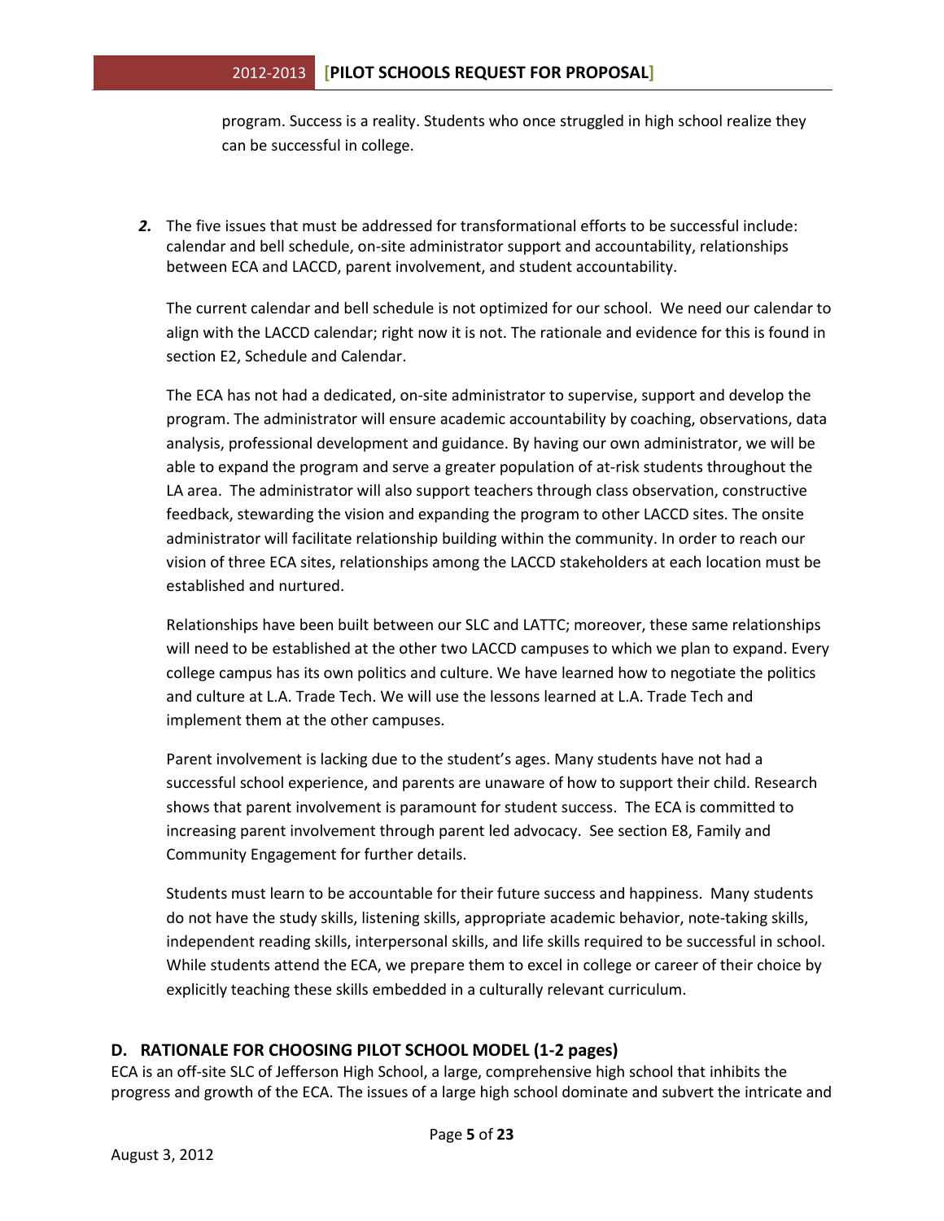program. Success is a reality. Students who once struggled in high school realize they can be successful in college.

***2.*** The five issues that must be addressed for transformational efforts to be successful include: calendar and bell schedule, on-site administrator support and accountability, relationships between ECA and LACCD, parent involvement, and student accountability.

The current calendar and bell schedule is not optimized for our school. We need our calendar to align with the LACCD calendar; right now it is not. The rationale and evidence for this is found in section E2, Schedule and Calendar.

The ECA has not had a dedicated, on-site administrator to supervise, support and develop the program. The administrator will ensure academic accountability by coaching, observations, data analysis, professional development and guidance. By having our own administrator, we will be able to expand the program and serve a greater population of at-risk students throughout the LA area. The administrator will also support teachers through class observation, constructive feedback, stewarding the vision and expanding the program to other LACCD sites. The onsite administrator will facilitate relationship building within the community. In order to reach our vision of three ECA sites, relationships among the LACCD stakeholders at each location must be established and nurtured.

Relationships have been built between our SLC and LATTC; moreover, these same relationships will need to be established at the other two LACCD campuses to which we plan to expand. Every college campus has its own politics and culture. We have learned how to negotiate the politics and culture at L.A. Trade Tech. We will use the lessons learned at L.A. Trade Tech and implement them at the other campuses.

Parent involvement is lacking due to the student's ages. Many students have not had a successful school experience, and parents are unaware of how to support their child. Research shows that parent involvement is paramount for student success. The ECA is committed to increasing parent involvement through parent led advocacy. See section E8, Family and Community Engagement for further details.

Students must learn to be accountable for their future success and happiness. Many students do not have the study skills, listening skills, appropriate academic behavior, note-taking skills, independent reading skills, interpersonal skills, and life skills required to be successful in school. While students attend the ECA, we prepare them to excel in college or career of their choice by explicitly teaching these skills embedded in a culturally relevant curriculum.

## D. RATIONALE FOR CHOOSING PILOT SCHOOL MODEL (1-2 pages)

ECA is an off-site SLC of Jefferson High School, a large, comprehensive high school that inhibits the progress and growth of the ECA. The issues of a large high school dominate and subvert the intricate and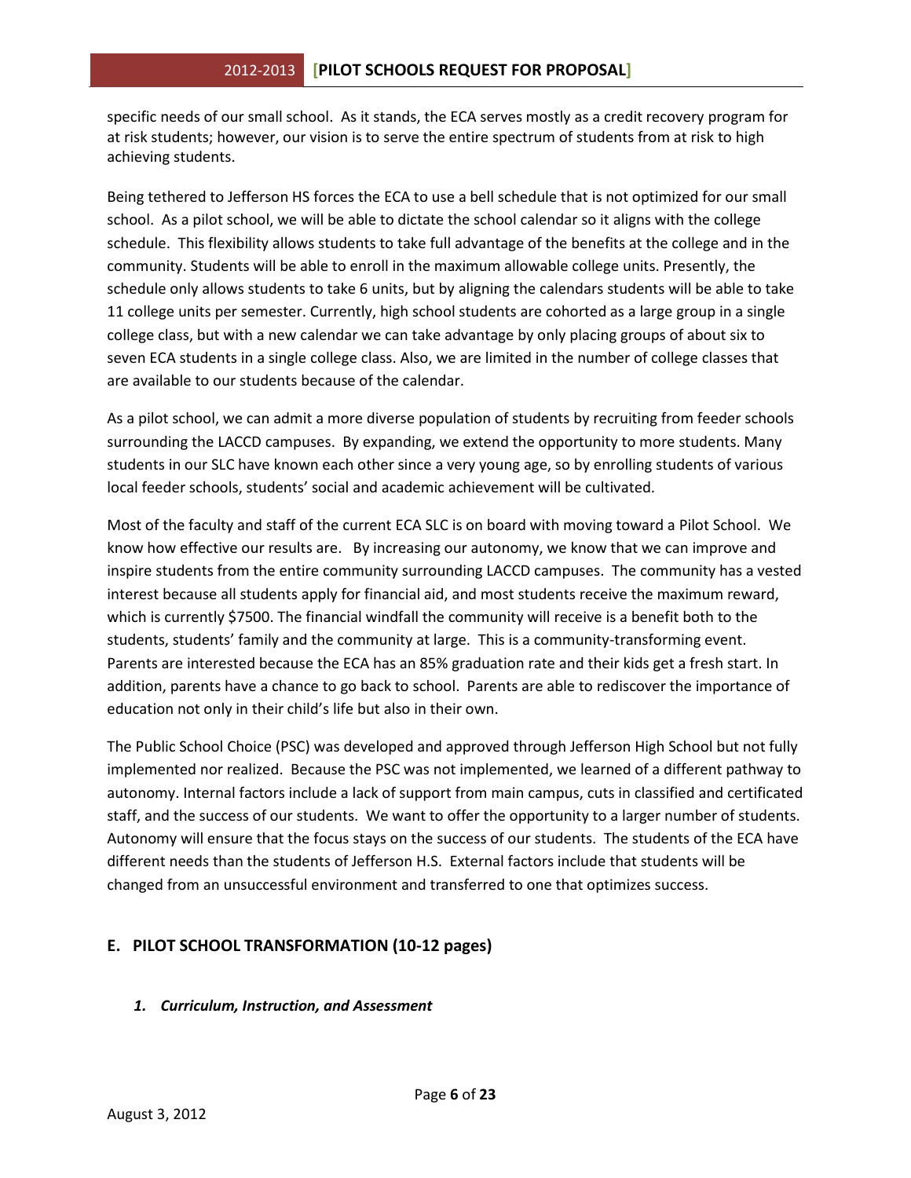specific needs of our small school. As it stands, the ECA serves mostly as a credit recovery program for at risk students; however, our vision is to serve the entire spectrum of students from at risk to high achieving students.

Being tethered to Jefferson HS forces the ECA to use a bell schedule that is not optimized for our small school. As a pilot school, we will be able to dictate the school calendar so it aligns with the college schedule. This flexibility allows students to take full advantage of the benefits at the college and in the community. Students will be able to enroll in the maximum allowable college units. Presently, the schedule only allows students to take 6 units, but by aligning the calendars students will be able to take 11 college units per semester. Currently, high school students are cohorted as a large group in a single college class, but with a new calendar we can take advantage by only placing groups of about six to seven ECA students in a single college class. Also, we are limited in the number of college classes that are available to our students because of the calendar.

As a pilot school, we can admit a more diverse population of students by recruiting from feeder schools surrounding the LACCD campuses. By expanding, we extend the opportunity to more students. Many students in our SLC have known each other since a very young age, so by enrolling students of various local feeder schools, students' social and academic achievement will be cultivated.

Most of the faculty and staff of the current ECA SLC is on board with moving toward a Pilot School. We know how effective our results are. By increasing our autonomy, we know that we can improve and inspire students from the entire community surrounding LACCD campuses. The community has a vested interest because all students apply for financial aid, and most students receive the maximum reward, which is currently $7500. The financial windfall the community will receive is a benefit both to the students, students' family and the community at large. This is a community-transforming event. Parents are interested because the ECA has an 85% graduation rate and their kids get a fresh start. In addition, parents have a chance to go back to school. Parents are able to rediscover the importance of education not only in their child's life but also in their own.

The Public School Choice (PSC) was developed and approved through Jefferson High School but not fully implemented nor realized. Because the PSC was not implemented, we learned of a different pathway to autonomy. Internal factors include a lack of support from main campus, cuts in classified and certificated staff, and the success of our students. We want to offer the opportunity to a larger number of students. Autonomy will ensure that the focus stays on the success of our students. The students of the ECA have different needs than the students of Jefferson H.S. External factors include that students will be changed from an unsuccessful environment and transferred to one that optimizes success.

## E. PILOT SCHOOL TRANSFORMATION (10-12 pages)

### *1. Curriculum, Instruction, and Assessment*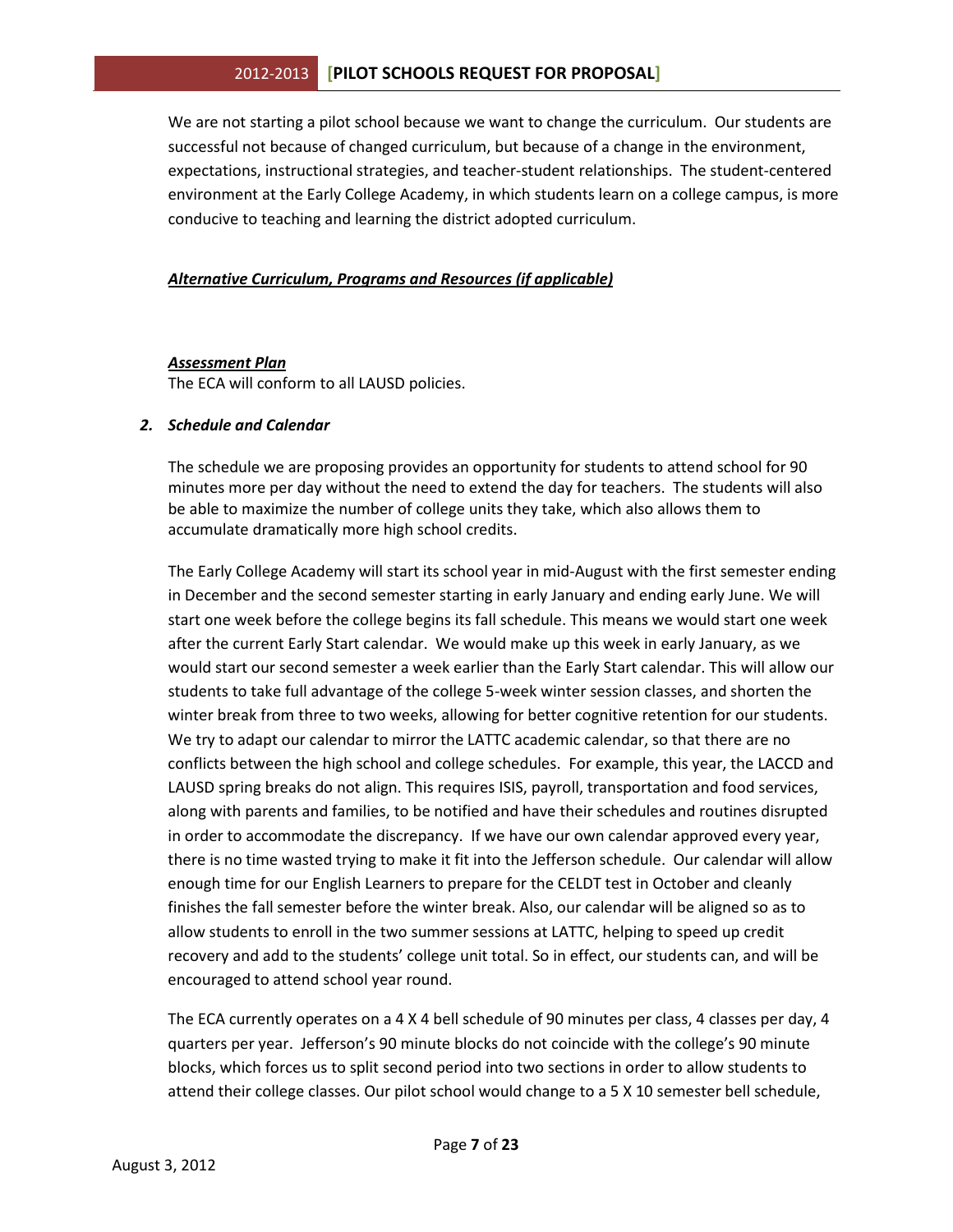We are not starting a pilot school because we want to change the curriculum. Our students are successful not because of changed curriculum, but because of a change in the environment, expectations, instructional strategies, and teacher-student relationships. The student-centered environment at the Early College Academy, in which students learn on a college campus, is more conducive to teaching and learning the district adopted curriculum.

***Alternative Curriculum, Programs and Resources (if applicable)***

***Assessment Plan***

The ECA will conform to all LAUSD policies.

### *2. Schedule and Calendar*

The schedule we are proposing provides an opportunity for students to attend school for 90 minutes more per day without the need to extend the day for teachers. The students will also be able to maximize the number of college units they take, which also allows them to accumulate dramatically more high school credits.

The Early College Academy will start its school year in mid-August with the first semester ending in December and the second semester starting in early January and ending early June. We will start one week before the college begins its fall schedule. This means we would start one week after the current Early Start calendar. We would make up this week in early January, as we would start our second semester a week earlier than the Early Start calendar. This will allow our students to take full advantage of the college 5-week winter session classes, and shorten the winter break from three to two weeks, allowing for better cognitive retention for our students. We try to adapt our calendar to mirror the LATTC academic calendar, so that there are no conflicts between the high school and college schedules. For example, this year, the LACCD and LAUSD spring breaks do not align. This requires ISIS, payroll, transportation and food services, along with parents and families, to be notified and have their schedules and routines disrupted in order to accommodate the discrepancy. If we have our own calendar approved every year, there is no time wasted trying to make it fit into the Jefferson schedule. Our calendar will allow enough time for our English Learners to prepare for the CELDT test in October and cleanly finishes the fall semester before the winter break. Also, our calendar will be aligned so as to allow students to enroll in the two summer sessions at LATTC, helping to speed up credit recovery and add to the students' college unit total. So in effect, our students can, and will be encouraged to attend school year round.

The ECA currently operates on a 4 X 4 bell schedule of 90 minutes per class, 4 classes per day, 4 quarters per year. Jefferson's 90 minute blocks do not coincide with the college's 90 minute blocks, which forces us to split second period into two sections in order to allow students to attend their college classes. Our pilot school would change to a 5 X 10 semester bell schedule,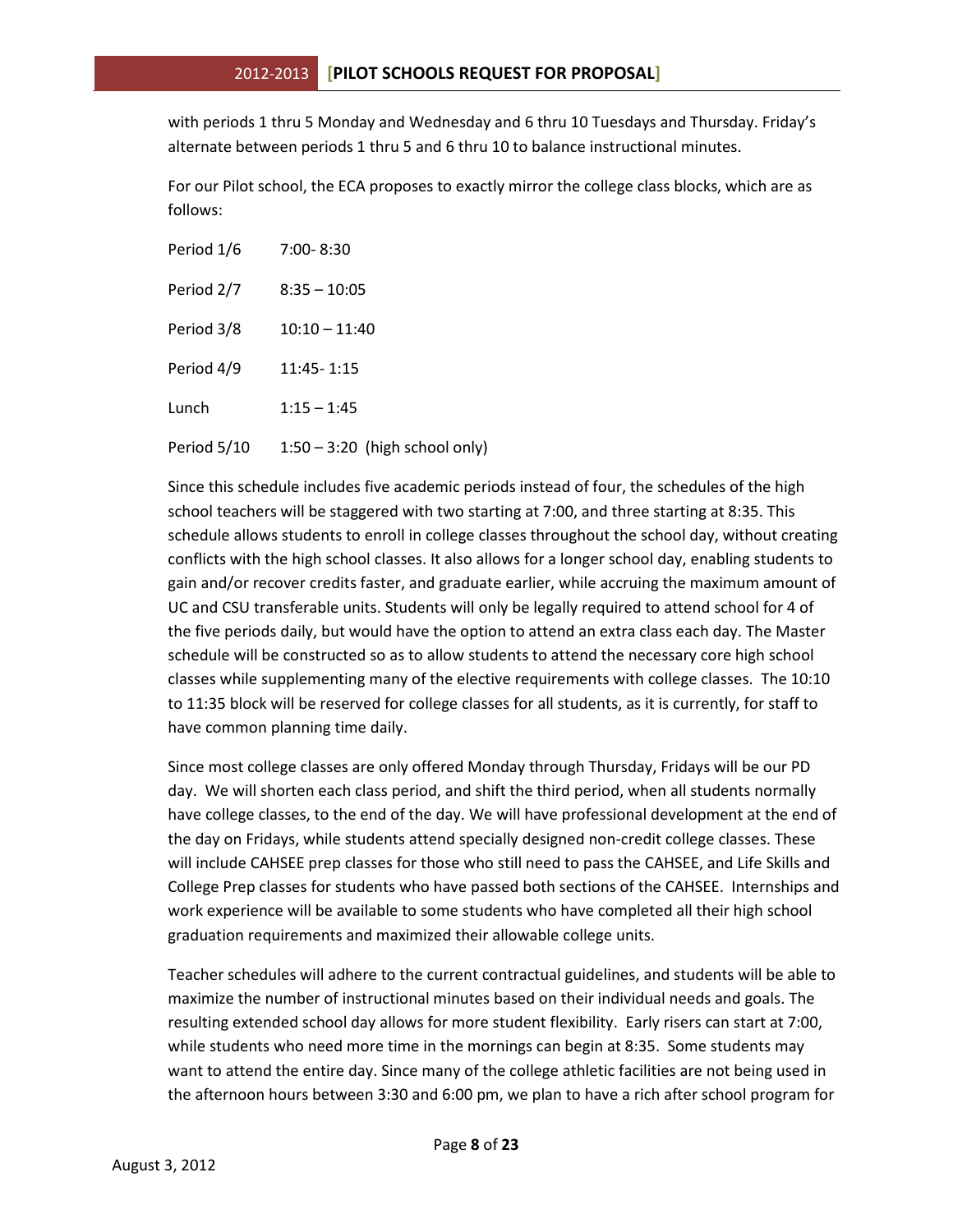with periods 1 thru 5 Monday and Wednesday and 6 thru 10 Tuesdays and Thursday. Friday's alternate between periods 1 thru 5 and 6 thru 10 to balance instructional minutes.

For our Pilot school, the ECA proposes to exactly mirror the college class blocks, which are as follows:

| | |
|---|---|
| Period 1/6 | 7:00- 8:30 |
| Period 2/7 | 8:35 – 10:05 |
| Period 3/8 | 10:10 – 11:40 |
| Period 4/9 | 11:45- 1:15 |
| Lunch | 1:15 – 1:45 |
| Period 5/10 | 1:50 – 3:20 (high school only) |

Since this schedule includes five academic periods instead of four, the schedules of the high school teachers will be staggered with two starting at 7:00, and three starting at 8:35. This schedule allows students to enroll in college classes throughout the school day, without creating conflicts with the high school classes. It also allows for a longer school day, enabling students to gain and/or recover credits faster, and graduate earlier, while accruing the maximum amount of UC and CSU transferable units. Students will only be legally required to attend school for 4 of the five periods daily, but would have the option to attend an extra class each day. The Master schedule will be constructed so as to allow students to attend the necessary core high school classes while supplementing many of the elective requirements with college classes. The 10:10 to 11:35 block will be reserved for college classes for all students, as it is currently, for staff to have common planning time daily.

Since most college classes are only offered Monday through Thursday, Fridays will be our PD day. We will shorten each class period, and shift the third period, when all students normally have college classes, to the end of the day. We will have professional development at the end of the day on Fridays, while students attend specially designed non-credit college classes. These will include CAHSEE prep classes for those who still need to pass the CAHSEE, and Life Skills and College Prep classes for students who have passed both sections of the CAHSEE. Internships and work experience will be available to some students who have completed all their high school graduation requirements and maximized their allowable college units.

Teacher schedules will adhere to the current contractual guidelines, and students will be able to maximize the number of instructional minutes based on their individual needs and goals. The resulting extended school day allows for more student flexibility. Early risers can start at 7:00, while students who need more time in the mornings can begin at 8:35. Some students may want to attend the entire day. Since many of the college athletic facilities are not being used in the afternoon hours between 3:30 and 6:00 pm, we plan to have a rich after school program for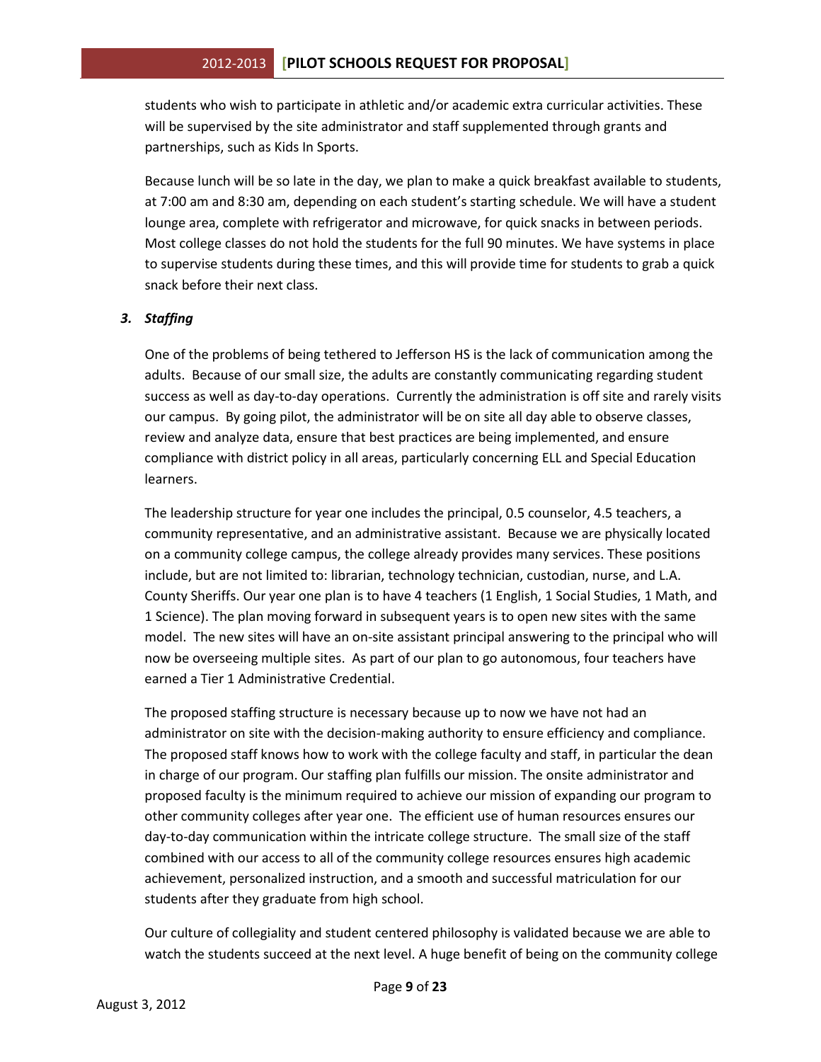students who wish to participate in athletic and/or academic extra curricular activities. These will be supervised by the site administrator and staff supplemented through grants and partnerships, such as Kids In Sports.

Because lunch will be so late in the day, we plan to make a quick breakfast available to students, at 7:00 am and 8:30 am, depending on each student's starting schedule. We will have a student lounge area, complete with refrigerator and microwave, for quick snacks in between periods. Most college classes do not hold the students for the full 90 minutes. We have systems in place to supervise students during these times, and this will provide time for students to grab a quick snack before their next class.

### *3. Staffing*

One of the problems of being tethered to Jefferson HS is the lack of communication among the adults. Because of our small size, the adults are constantly communicating regarding student success as well as day-to-day operations. Currently the administration is off site and rarely visits our campus. By going pilot, the administrator will be on site all day able to observe classes, review and analyze data, ensure that best practices are being implemented, and ensure compliance with district policy in all areas, particularly concerning ELL and Special Education learners.

The leadership structure for year one includes the principal, 0.5 counselor, 4.5 teachers, a community representative, and an administrative assistant. Because we are physically located on a community college campus, the college already provides many services. These positions include, but are not limited to: librarian, technology technician, custodian, nurse, and L.A. County Sheriffs. Our year one plan is to have 4 teachers (1 English, 1 Social Studies, 1 Math, and 1 Science). The plan moving forward in subsequent years is to open new sites with the same model. The new sites will have an on-site assistant principal answering to the principal who will now be overseeing multiple sites. As part of our plan to go autonomous, four teachers have earned a Tier 1 Administrative Credential.

The proposed staffing structure is necessary because up to now we have not had an administrator on site with the decision-making authority to ensure efficiency and compliance. The proposed staff knows how to work with the college faculty and staff, in particular the dean in charge of our program. Our staffing plan fulfills our mission. The onsite administrator and proposed faculty is the minimum required to achieve our mission of expanding our program to other community colleges after year one. The efficient use of human resources ensures our day-to-day communication within the intricate college structure. The small size of the staff combined with our access to all of the community college resources ensures high academic achievement, personalized instruction, and a smooth and successful matriculation for our students after they graduate from high school.

Our culture of collegiality and student centered philosophy is validated because we are able to watch the students succeed at the next level. A huge benefit of being on the community college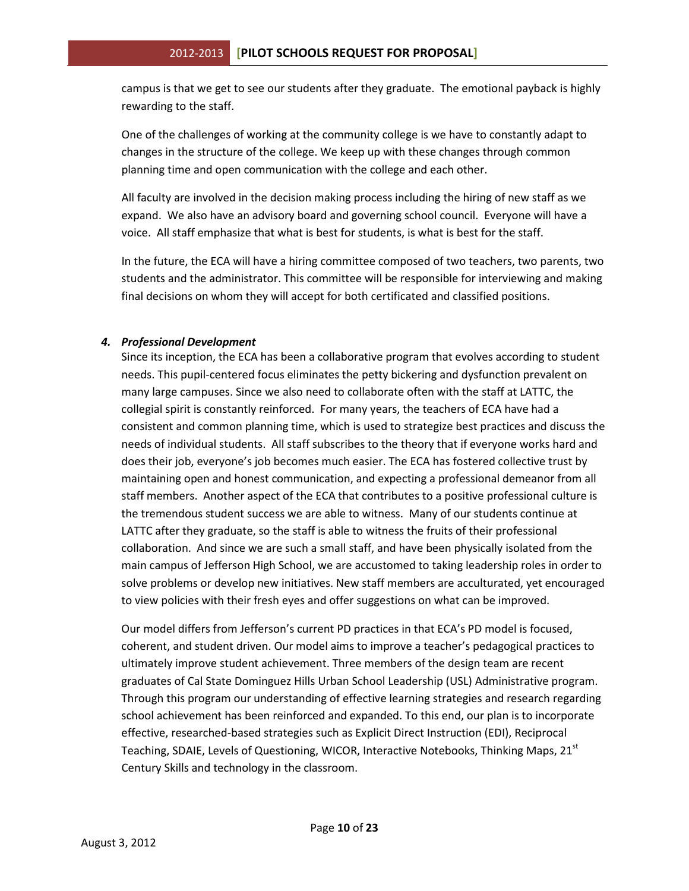campus is that we get to see our students after they graduate. The emotional payback is highly rewarding to the staff.

One of the challenges of working at the community college is we have to constantly adapt to changes in the structure of the college. We keep up with these changes through common planning time and open communication with the college and each other.

All faculty are involved in the decision making process including the hiring of new staff as we expand. We also have an advisory board and governing school council. Everyone will have a voice. All staff emphasize that what is best for students, is what is best for the staff.

In the future, the ECA will have a hiring committee composed of two teachers, two parents, two students and the administrator. This committee will be responsible for interviewing and making final decisions on whom they will accept for both certificated and classified positions.

### *4. Professional Development*

Since its inception, the ECA has been a collaborative program that evolves according to student needs. This pupil-centered focus eliminates the petty bickering and dysfunction prevalent on many large campuses. Since we also need to collaborate often with the staff at LATTC, the collegial spirit is constantly reinforced. For many years, the teachers of ECA have had a consistent and common planning time, which is used to strategize best practices and discuss the needs of individual students. All staff subscribes to the theory that if everyone works hard and does their job, everyone's job becomes much easier. The ECA has fostered collective trust by maintaining open and honest communication, and expecting a professional demeanor from all staff members. Another aspect of the ECA that contributes to a positive professional culture is the tremendous student success we are able to witness. Many of our students continue at LATTC after they graduate, so the staff is able to witness the fruits of their professional collaboration. And since we are such a small staff, and have been physically isolated from the main campus of Jefferson High School, we are accustomed to taking leadership roles in order to solve problems or develop new initiatives. New staff members are acculturated, yet encouraged to view policies with their fresh eyes and offer suggestions on what can be improved.

Our model differs from Jefferson's current PD practices in that ECA's PD model is focused, coherent, and student driven. Our model aims to improve a teacher's pedagogical practices to ultimately improve student achievement. Three members of the design team are recent graduates of Cal State Dominguez Hills Urban School Leadership (USL) Administrative program. Through this program our understanding of effective learning strategies and research regarding school achievement has been reinforced and expanded. To this end, our plan is to incorporate effective, researched-based strategies such as Explicit Direct Instruction (EDI), Reciprocal Teaching, SDAIE, Levels of Questioning, WICOR, Interactive Notebooks, Thinking Maps, 21st Century Skills and technology in the classroom.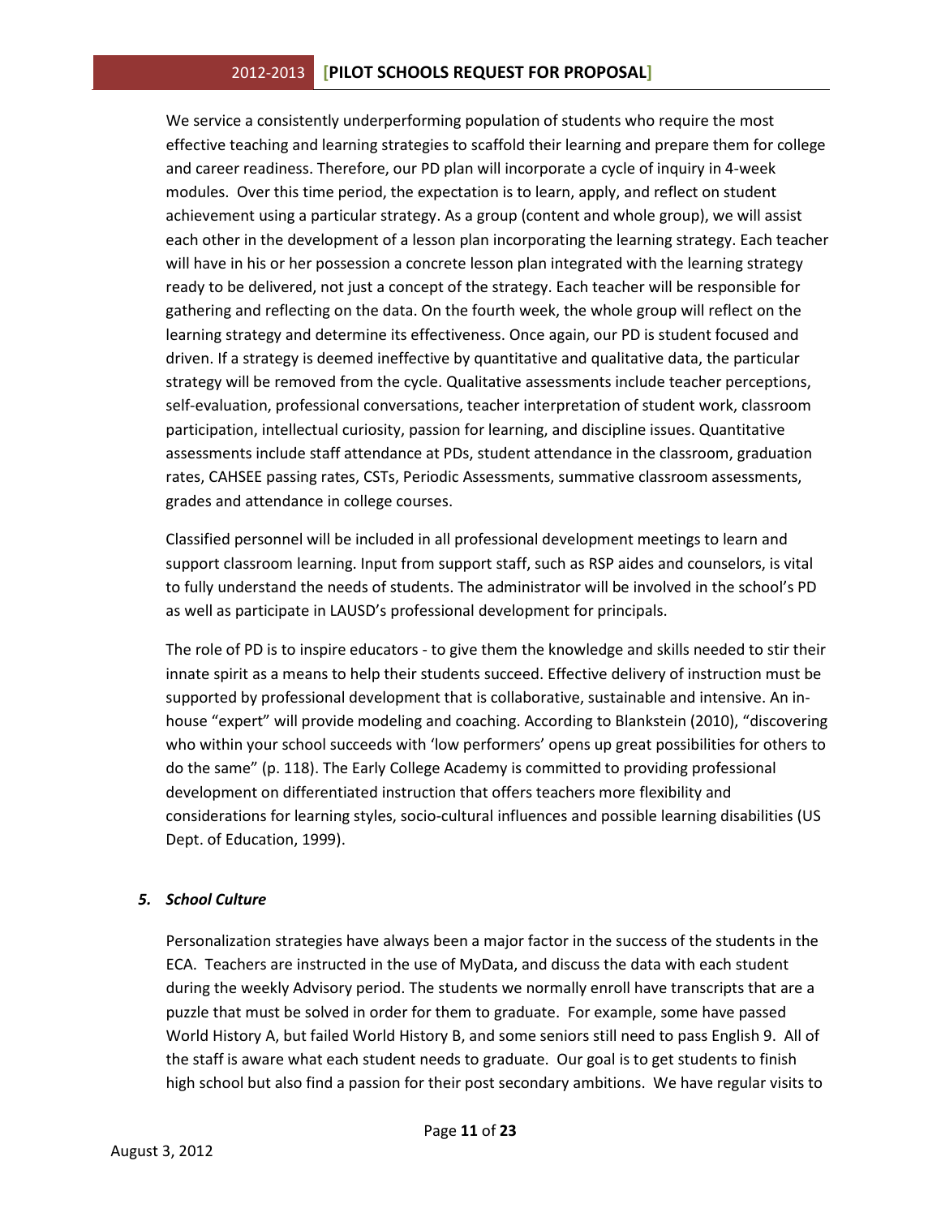We service a consistently underperforming population of students who require the most effective teaching and learning strategies to scaffold their learning and prepare them for college and career readiness. Therefore, our PD plan will incorporate a cycle of inquiry in 4-week modules. Over this time period, the expectation is to learn, apply, and reflect on student achievement using a particular strategy. As a group (content and whole group), we will assist each other in the development of a lesson plan incorporating the learning strategy. Each teacher will have in his or her possession a concrete lesson plan integrated with the learning strategy ready to be delivered, not just a concept of the strategy. Each teacher will be responsible for gathering and reflecting on the data. On the fourth week, the whole group will reflect on the learning strategy and determine its effectiveness. Once again, our PD is student focused and driven. If a strategy is deemed ineffective by quantitative and qualitative data, the particular strategy will be removed from the cycle. Qualitative assessments include teacher perceptions, self-evaluation, professional conversations, teacher interpretation of student work, classroom participation, intellectual curiosity, passion for learning, and discipline issues. Quantitative assessments include staff attendance at PDs, student attendance in the classroom, graduation rates, CAHSEE passing rates, CSTs, Periodic Assessments, summative classroom assessments, grades and attendance in college courses.

Classified personnel will be included in all professional development meetings to learn and support classroom learning. Input from support staff, such as RSP aides and counselors, is vital to fully understand the needs of students. The administrator will be involved in the school's PD as well as participate in LAUSD's professional development for principals.

The role of PD is to inspire educators - to give them the knowledge and skills needed to stir their innate spirit as a means to help their students succeed. Effective delivery of instruction must be supported by professional development that is collaborative, sustainable and intensive. An in-house "expert" will provide modeling and coaching. According to Blankstein (2010), "discovering who within your school succeeds with 'low performers' opens up great possibilities for others to do the same" (p. 118). The Early College Academy is committed to providing professional development on differentiated instruction that offers teachers more flexibility and considerations for learning styles, socio-cultural influences and possible learning disabilities (US Dept. of Education, 1999).

### *5. School Culture*

Personalization strategies have always been a major factor in the success of the students in the ECA. Teachers are instructed in the use of MyData, and discuss the data with each student during the weekly Advisory period. The students we normally enroll have transcripts that are a puzzle that must be solved in order for them to graduate. For example, some have passed World History A, but failed World History B, and some seniors still need to pass English 9. All of the staff is aware what each student needs to graduate. Our goal is to get students to finish high school but also find a passion for their post secondary ambitions. We have regular visits to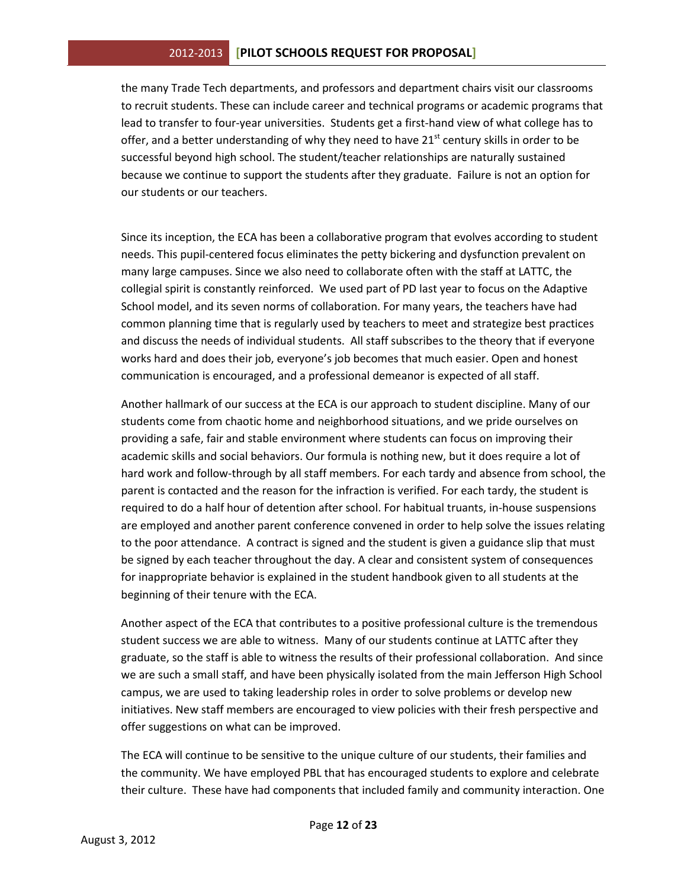the many Trade Tech departments, and professors and department chairs visit our classrooms to recruit students. These can include career and technical programs or academic programs that lead to transfer to four-year universities. Students get a first-hand view of what college has to offer, and a better understanding of why they need to have 21st century skills in order to be successful beyond high school. The student/teacher relationships are naturally sustained because we continue to support the students after they graduate. Failure is not an option for our students or our teachers.

Since its inception, the ECA has been a collaborative program that evolves according to student needs. This pupil-centered focus eliminates the petty bickering and dysfunction prevalent on many large campuses. Since we also need to collaborate often with the staff at LATTC, the collegial spirit is constantly reinforced. We used part of PD last year to focus on the Adaptive School model, and its seven norms of collaboration. For many years, the teachers have had common planning time that is regularly used by teachers to meet and strategize best practices and discuss the needs of individual students. All staff subscribes to the theory that if everyone works hard and does their job, everyone's job becomes that much easier. Open and honest communication is encouraged, and a professional demeanor is expected of all staff.

Another hallmark of our success at the ECA is our approach to student discipline. Many of our students come from chaotic home and neighborhood situations, and we pride ourselves on providing a safe, fair and stable environment where students can focus on improving their academic skills and social behaviors. Our formula is nothing new, but it does require a lot of hard work and follow-through by all staff members. For each tardy and absence from school, the parent is contacted and the reason for the infraction is verified. For each tardy, the student is required to do a half hour of detention after school. For habitual truants, in-house suspensions are employed and another parent conference convened in order to help solve the issues relating to the poor attendance. A contract is signed and the student is given a guidance slip that must be signed by each teacher throughout the day. A clear and consistent system of consequences for inappropriate behavior is explained in the student handbook given to all students at the beginning of their tenure with the ECA.

Another aspect of the ECA that contributes to a positive professional culture is the tremendous student success we are able to witness. Many of our students continue at LATTC after they graduate, so the staff is able to witness the results of their professional collaboration. And since we are such a small staff, and have been physically isolated from the main Jefferson High School campus, we are used to taking leadership roles in order to solve problems or develop new initiatives. New staff members are encouraged to view policies with their fresh perspective and offer suggestions on what can be improved.

The ECA will continue to be sensitive to the unique culture of our students, their families and the community. We have employed PBL that has encouraged students to explore and celebrate their culture. These have had components that included family and community interaction. One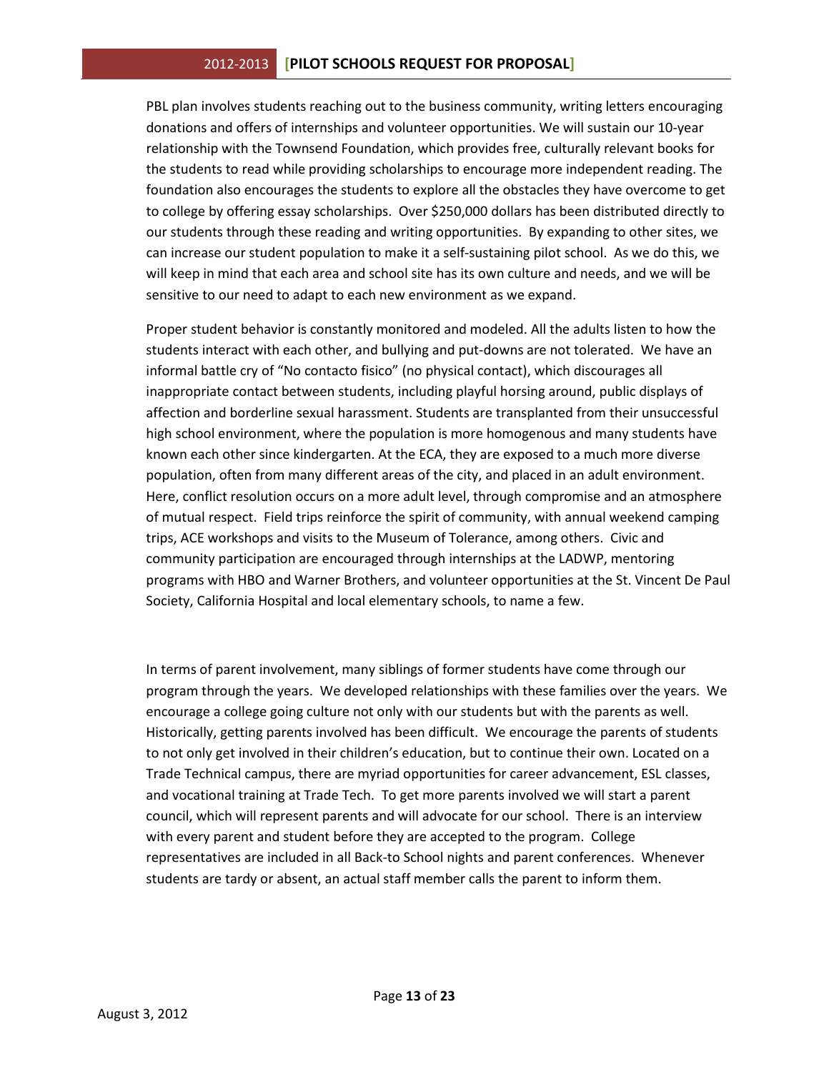PBL plan involves students reaching out to the business community, writing letters encouraging donations and offers of internships and volunteer opportunities. We will sustain our 10-year relationship with the Townsend Foundation, which provides free, culturally relevant books for the students to read while providing scholarships to encourage more independent reading. The foundation also encourages the students to explore all the obstacles they have overcome to get to college by offering essay scholarships. Over $250,000 dollars has been distributed directly to our students through these reading and writing opportunities. By expanding to other sites, we can increase our student population to make it a self-sustaining pilot school. As we do this, we will keep in mind that each area and school site has its own culture and needs, and we will be sensitive to our need to adapt to each new environment as we expand.

Proper student behavior is constantly monitored and modeled. All the adults listen to how the students interact with each other, and bullying and put-downs are not tolerated. We have an informal battle cry of "No contacto fisico" (no physical contact), which discourages all inappropriate contact between students, including playful horsing around, public displays of affection and borderline sexual harassment. Students are transplanted from their unsuccessful high school environment, where the population is more homogenous and many students have known each other since kindergarten. At the ECA, they are exposed to a much more diverse population, often from many different areas of the city, and placed in an adult environment. Here, conflict resolution occurs on a more adult level, through compromise and an atmosphere of mutual respect. Field trips reinforce the spirit of community, with annual weekend camping trips, ACE workshops and visits to the Museum of Tolerance, among others. Civic and community participation are encouraged through internships at the LADWP, mentoring programs with HBO and Warner Brothers, and volunteer opportunities at the St. Vincent De Paul Society, California Hospital and local elementary schools, to name a few.

In terms of parent involvement, many siblings of former students have come through our program through the years. We developed relationships with these families over the years. We encourage a college going culture not only with our students but with the parents as well. Historically, getting parents involved has been difficult. We encourage the parents of students to not only get involved in their children's education, but to continue their own. Located on a Trade Technical campus, there are myriad opportunities for career advancement, ESL classes, and vocational training at Trade Tech. To get more parents involved we will start a parent council, which will represent parents and will advocate for our school. There is an interview with every parent and student before they are accepted to the program. College representatives are included in all Back-to School nights and parent conferences. Whenever students are tardy or absent, an actual staff member calls the parent to inform them.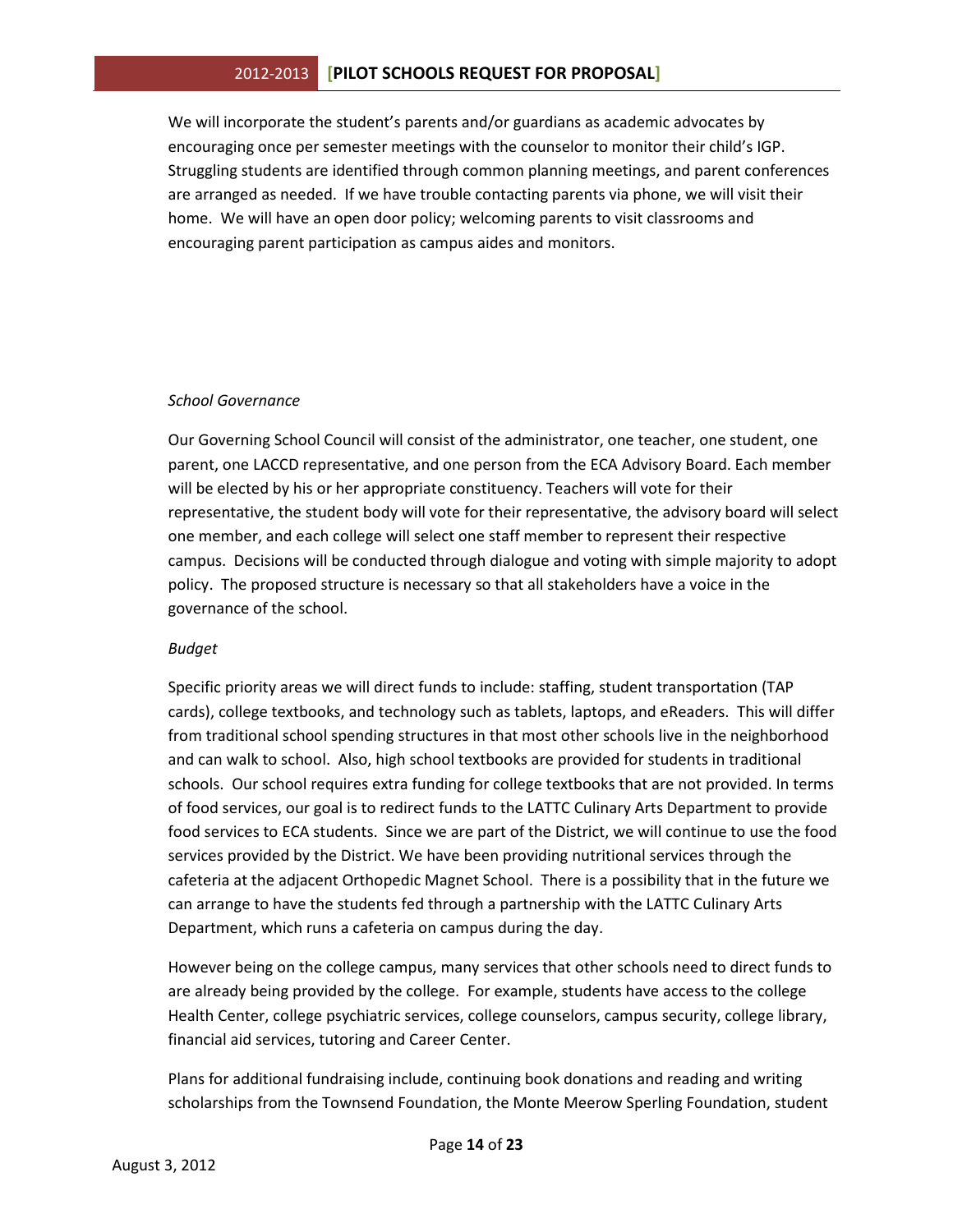We will incorporate the student's parents and/or guardians as academic advocates by encouraging once per semester meetings with the counselor to monitor their child's IGP. Struggling students are identified through common planning meetings, and parent conferences are arranged as needed. If we have trouble contacting parents via phone, we will visit their home. We will have an open door policy; welcoming parents to visit classrooms and encouraging parent participation as campus aides and monitors.

*School Governance*

Our Governing School Council will consist of the administrator, one teacher, one student, one parent, one LACCD representative, and one person from the ECA Advisory Board. Each member will be elected by his or her appropriate constituency. Teachers will vote for their representative, the student body will vote for their representative, the advisory board will select one member, and each college will select one staff member to represent their respective campus. Decisions will be conducted through dialogue and voting with simple majority to adopt policy. The proposed structure is necessary so that all stakeholders have a voice in the governance of the school.

*Budget*

Specific priority areas we will direct funds to include: staffing, student transportation (TAP cards), college textbooks, and technology such as tablets, laptops, and eReaders. This will differ from traditional school spending structures in that most other schools live in the neighborhood and can walk to school. Also, high school textbooks are provided for students in traditional schools. Our school requires extra funding for college textbooks that are not provided. In terms of food services, our goal is to redirect funds to the LATTC Culinary Arts Department to provide food services to ECA students. Since we are part of the District, we will continue to use the food services provided by the District. We have been providing nutritional services through the cafeteria at the adjacent Orthopedic Magnet School. There is a possibility that in the future we can arrange to have the students fed through a partnership with the LATTC Culinary Arts Department, which runs a cafeteria on campus during the day.

However being on the college campus, many services that other schools need to direct funds to are already being provided by the college. For example, students have access to the college Health Center, college psychiatric services, college counselors, campus security, college library, financial aid services, tutoring and Career Center.

Plans for additional fundraising include, continuing book donations and reading and writing scholarships from the Townsend Foundation, the Monte Meerow Sperling Foundation, student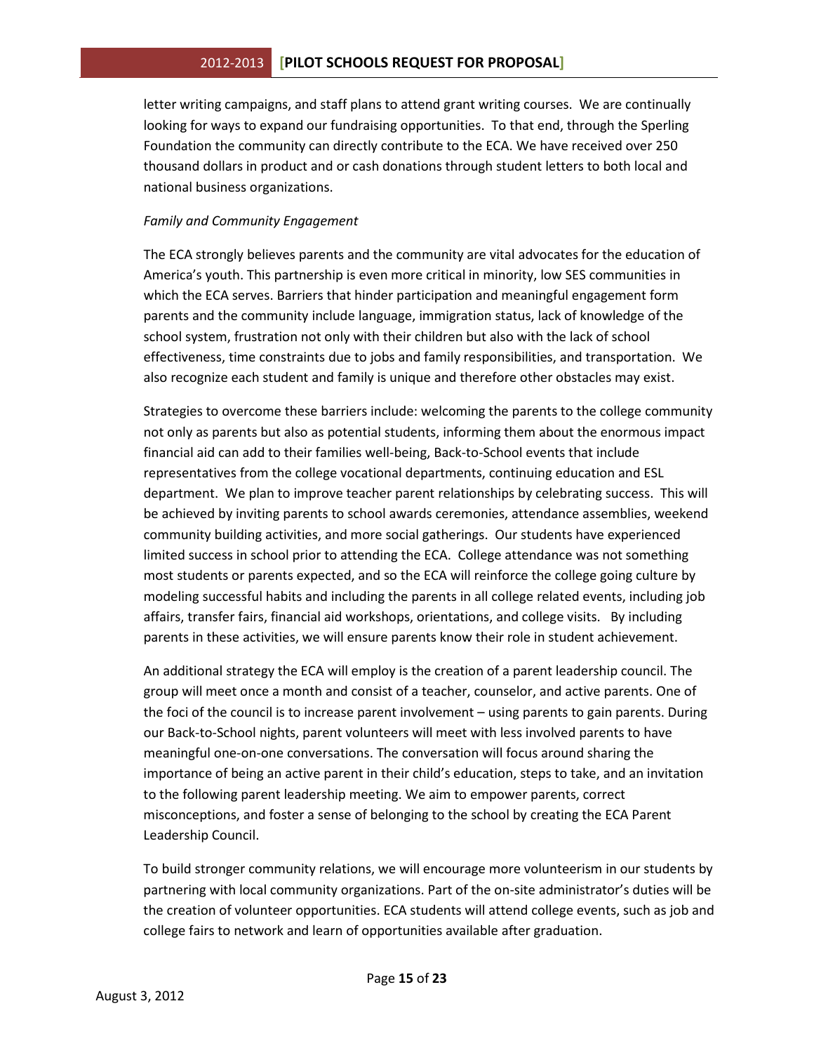letter writing campaigns, and staff plans to attend grant writing courses. We are continually looking for ways to expand our fundraising opportunities. To that end, through the Sperling Foundation the community can directly contribute to the ECA. We have received over 250 thousand dollars in product and or cash donations through student letters to both local and national business organizations.

*Family and Community Engagement*

The ECA strongly believes parents and the community are vital advocates for the education of America's youth. This partnership is even more critical in minority, low SES communities in which the ECA serves. Barriers that hinder participation and meaningful engagement form parents and the community include language, immigration status, lack of knowledge of the school system, frustration not only with their children but also with the lack of school effectiveness, time constraints due to jobs and family responsibilities, and transportation. We also recognize each student and family is unique and therefore other obstacles may exist.

Strategies to overcome these barriers include: welcoming the parents to the college community not only as parents but also as potential students, informing them about the enormous impact financial aid can add to their families well-being, Back-to-School events that include representatives from the college vocational departments, continuing education and ESL department. We plan to improve teacher parent relationships by celebrating success. This will be achieved by inviting parents to school awards ceremonies, attendance assemblies, weekend community building activities, and more social gatherings. Our students have experienced limited success in school prior to attending the ECA. College attendance was not something most students or parents expected, and so the ECA will reinforce the college going culture by modeling successful habits and including the parents in all college related events, including job affairs, transfer fairs, financial aid workshops, orientations, and college visits. By including parents in these activities, we will ensure parents know their role in student achievement.

An additional strategy the ECA will employ is the creation of a parent leadership council. The group will meet once a month and consist of a teacher, counselor, and active parents. One of the foci of the council is to increase parent involvement – using parents to gain parents. During our Back-to-School nights, parent volunteers will meet with less involved parents to have meaningful one-on-one conversations. The conversation will focus around sharing the importance of being an active parent in their child's education, steps to take, and an invitation to the following parent leadership meeting. We aim to empower parents, correct misconceptions, and foster a sense of belonging to the school by creating the ECA Parent Leadership Council.

To build stronger community relations, we will encourage more volunteerism in our students by partnering with local community organizations. Part of the on-site administrator's duties will be the creation of volunteer opportunities. ECA students will attend college events, such as job and college fairs to network and learn of opportunities available after graduation.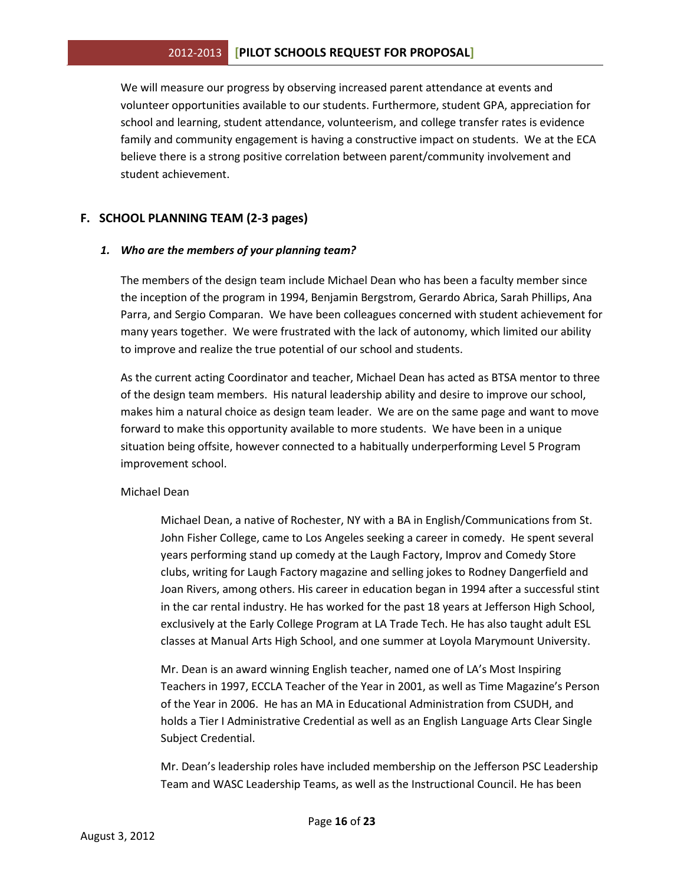We will measure our progress by observing increased parent attendance at events and volunteer opportunities available to our students. Furthermore, student GPA, appreciation for school and learning, student attendance, volunteerism, and college transfer rates is evidence family and community engagement is having a constructive impact on students. We at the ECA believe there is a strong positive correlation between parent/community involvement and student achievement.

## F. SCHOOL PLANNING TEAM (2-3 pages)

### *1. Who are the members of your planning team?*

The members of the design team include Michael Dean who has been a faculty member since the inception of the program in 1994, Benjamin Bergstrom, Gerardo Abrica, Sarah Phillips, Ana Parra, and Sergio Comparan. We have been colleagues concerned with student achievement for many years together. We were frustrated with the lack of autonomy, which limited our ability to improve and realize the true potential of our school and students.

As the current acting Coordinator and teacher, Michael Dean has acted as BTSA mentor to three of the design team members. His natural leadership ability and desire to improve our school, makes him a natural choice as design team leader. We are on the same page and want to move forward to make this opportunity available to more students. We have been in a unique situation being offsite, however connected to a habitually underperforming Level 5 Program improvement school.

Michael Dean

> Michael Dean, a native of Rochester, NY with a BA in English/Communications from St. John Fisher College, came to Los Angeles seeking a career in comedy. He spent several years performing stand up comedy at the Laugh Factory, Improv and Comedy Store clubs, writing for Laugh Factory magazine and selling jokes to Rodney Dangerfield and Joan Rivers, among others. His career in education began in 1994 after a successful stint in the car rental industry. He has worked for the past 18 years at Jefferson High School, exclusively at the Early College Program at LA Trade Tech. He has also taught adult ESL classes at Manual Arts High School, and one summer at Loyola Marymount University.
>
> Mr. Dean is an award winning English teacher, named one of LA's Most Inspiring Teachers in 1997, ECCLA Teacher of the Year in 2001, as well as Time Magazine's Person of the Year in 2006. He has an MA in Educational Administration from CSUDH, and holds a Tier I Administrative Credential as well as an English Language Arts Clear Single Subject Credential.
>
> Mr. Dean's leadership roles have included membership on the Jefferson PSC Leadership Team and WASC Leadership Teams, as well as the Instructional Council. He has been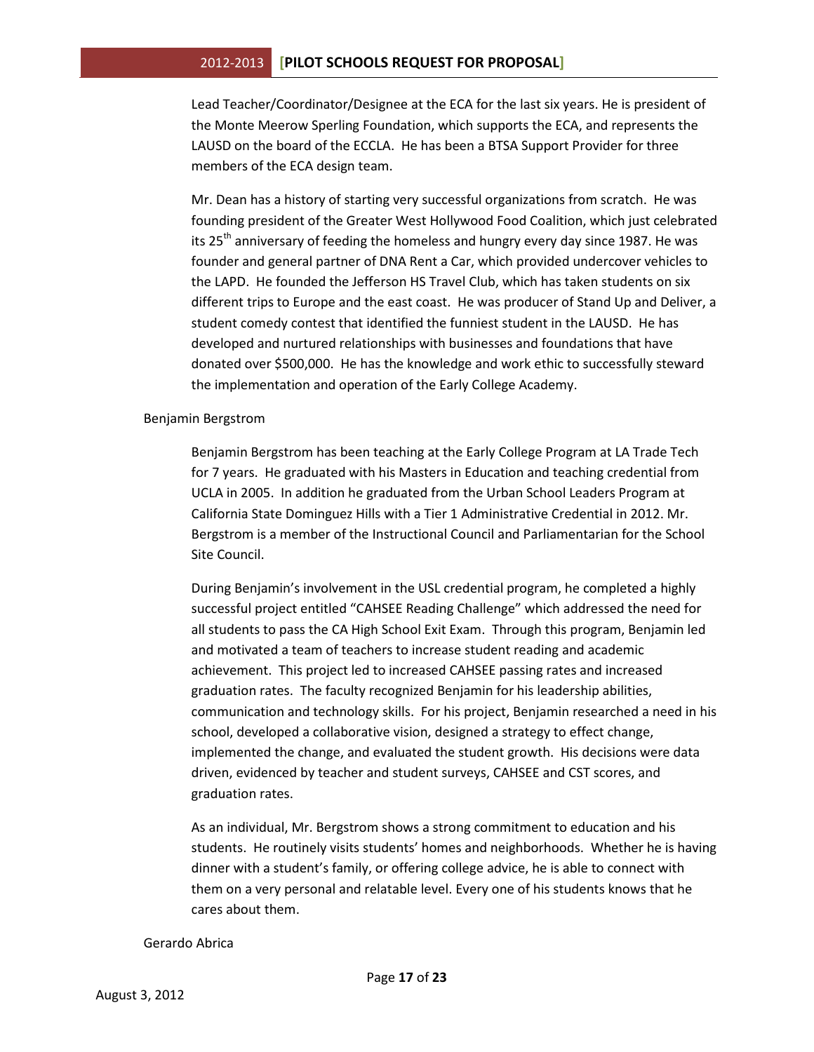Lead Teacher/Coordinator/Designee at the ECA for the last six years. He is president of the Monte Meerow Sperling Foundation, which supports the ECA, and represents the LAUSD on the board of the ECCLA. He has been a BTSA Support Provider for three members of the ECA design team.

Mr. Dean has a history of starting very successful organizations from scratch. He was founding president of the Greater West Hollywood Food Coalition, which just celebrated its 25th anniversary of feeding the homeless and hungry every day since 1987. He was founder and general partner of DNA Rent a Car, which provided undercover vehicles to the LAPD. He founded the Jefferson HS Travel Club, which has taken students on six different trips to Europe and the east coast. He was producer of Stand Up and Deliver, a student comedy contest that identified the funniest student in the LAUSD. He has developed and nurtured relationships with businesses and foundations that have donated over $500,000. He has the knowledge and work ethic to successfully steward the implementation and operation of the Early College Academy.

Benjamin Bergstrom

Benjamin Bergstrom has been teaching at the Early College Program at LA Trade Tech for 7 years. He graduated with his Masters in Education and teaching credential from UCLA in 2005. In addition he graduated from the Urban School Leaders Program at California State Dominguez Hills with a Tier 1 Administrative Credential in 2012. Mr. Bergstrom is a member of the Instructional Council and Parliamentarian for the School Site Council.

During Benjamin's involvement in the USL credential program, he completed a highly successful project entitled "CAHSEE Reading Challenge" which addressed the need for all students to pass the CA High School Exit Exam. Through this program, Benjamin led and motivated a team of teachers to increase student reading and academic achievement. This project led to increased CAHSEE passing rates and increased graduation rates. The faculty recognized Benjamin for his leadership abilities, communication and technology skills. For his project, Benjamin researched a need in his school, developed a collaborative vision, designed a strategy to effect change, implemented the change, and evaluated the student growth. His decisions were data driven, evidenced by teacher and student surveys, CAHSEE and CST scores, and graduation rates.

As an individual, Mr. Bergstrom shows a strong commitment to education and his students. He routinely visits students' homes and neighborhoods. Whether he is having dinner with a student's family, or offering college advice, he is able to connect with them on a very personal and relatable level. Every one of his students knows that he cares about them.

Gerardo Abrica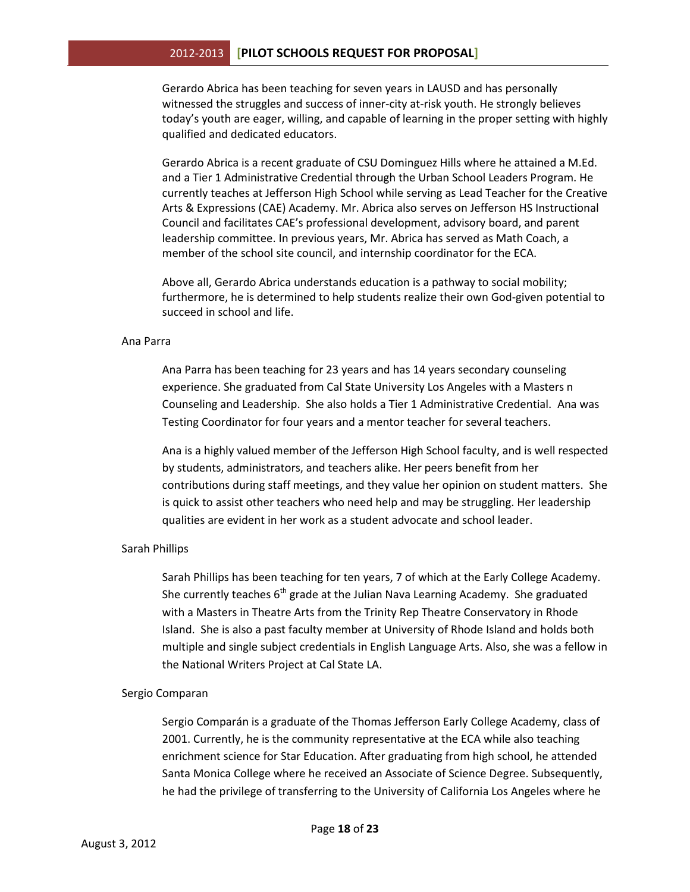Gerardo Abrica has been teaching for seven years in LAUSD and has personally witnessed the struggles and success of inner-city at-risk youth. He strongly believes today's youth are eager, willing, and capable of learning in the proper setting with highly qualified and dedicated educators.

Gerardo Abrica is a recent graduate of CSU Dominguez Hills where he attained a M.Ed. and a Tier 1 Administrative Credential through the Urban School Leaders Program. He currently teaches at Jefferson High School while serving as Lead Teacher for the Creative Arts & Expressions (CAE) Academy. Mr. Abrica also serves on Jefferson HS Instructional Council and facilitates CAE's professional development, advisory board, and parent leadership committee. In previous years, Mr. Abrica has served as Math Coach, a member of the school site council, and internship coordinator for the ECA.

Above all, Gerardo Abrica understands education is a pathway to social mobility; furthermore, he is determined to help students realize their own God-given potential to succeed in school and life.

Ana Parra

Ana Parra has been teaching for 23 years and has 14 years secondary counseling experience. She graduated from Cal State University Los Angeles with a Masters n Counseling and Leadership. She also holds a Tier 1 Administrative Credential. Ana was Testing Coordinator for four years and a mentor teacher for several teachers.

Ana is a highly valued member of the Jefferson High School faculty, and is well respected by students, administrators, and teachers alike. Her peers benefit from her contributions during staff meetings, and they value her opinion on student matters. She is quick to assist other teachers who need help and may be struggling. Her leadership qualities are evident in her work as a student advocate and school leader.

Sarah Phillips

Sarah Phillips has been teaching for ten years, 7 of which at the Early College Academy. She currently teaches 6th grade at the Julian Nava Learning Academy. She graduated with a Masters in Theatre Arts from the Trinity Rep Theatre Conservatory in Rhode Island. She is also a past faculty member at University of Rhode Island and holds both multiple and single subject credentials in English Language Arts. Also, she was a fellow in the National Writers Project at Cal State LA.

Sergio Comparan

Sergio Comparán is a graduate of the Thomas Jefferson Early College Academy, class of 2001. Currently, he is the community representative at the ECA while also teaching enrichment science for Star Education. After graduating from high school, he attended Santa Monica College where he received an Associate of Science Degree. Subsequently, he had the privilege of transferring to the University of California Los Angeles where he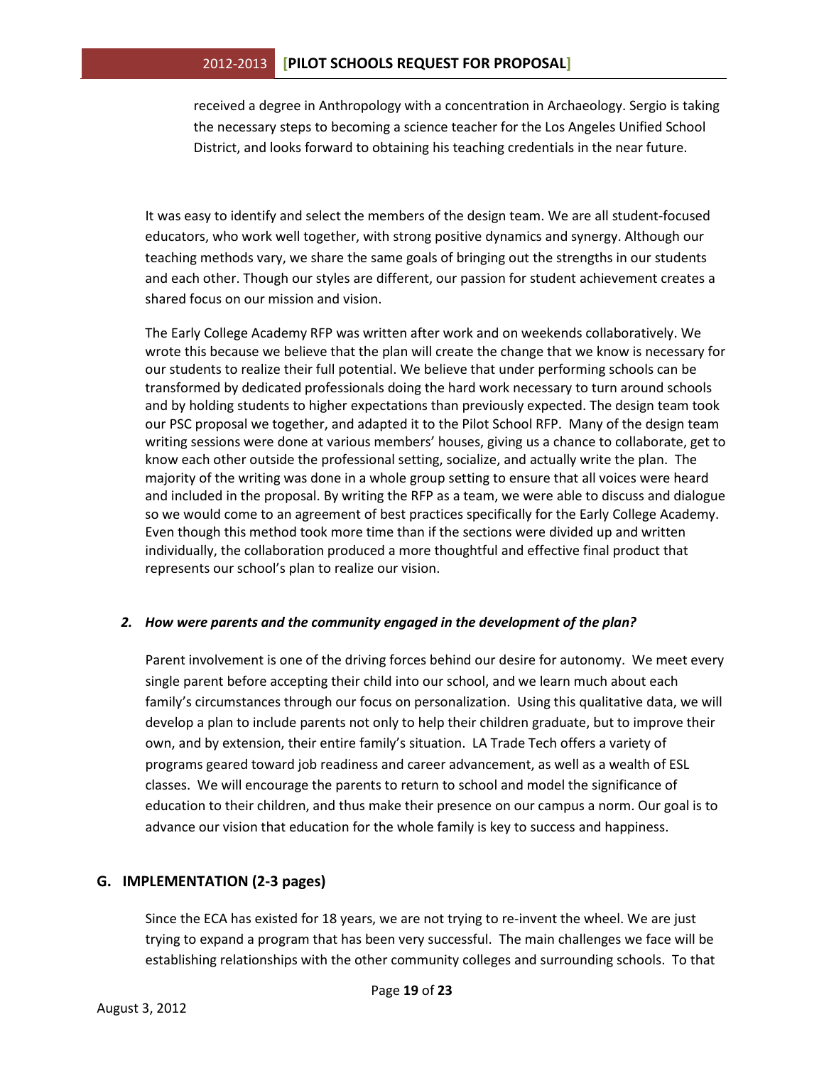received a degree in Anthropology with a concentration in Archaeology. Sergio is taking the necessary steps to becoming a science teacher for the Los Angeles Unified School District, and looks forward to obtaining his teaching credentials in the near future.

It was easy to identify and select the members of the design team. We are all student-focused educators, who work well together, with strong positive dynamics and synergy. Although our teaching methods vary, we share the same goals of bringing out the strengths in our students and each other. Though our styles are different, our passion for student achievement creates a shared focus on our mission and vision.

The Early College Academy RFP was written after work and on weekends collaboratively. We wrote this because we believe that the plan will create the change that we know is necessary for our students to realize their full potential. We believe that under performing schools can be transformed by dedicated professionals doing the hard work necessary to turn around schools and by holding students to higher expectations than previously expected. The design team took our PSC proposal we together, and adapted it to the Pilot School RFP. Many of the design team writing sessions were done at various members' houses, giving us a chance to collaborate, get to know each other outside the professional setting, socialize, and actually write the plan. The majority of the writing was done in a whole group setting to ensure that all voices were heard and included in the proposal. By writing the RFP as a team, we were able to discuss and dialogue so we would come to an agreement of best practices specifically for the Early College Academy. Even though this method took more time than if the sections were divided up and written individually, the collaboration produced a more thoughtful and effective final product that represents our school's plan to realize our vision.

***2. How were parents and the community engaged in the development of the plan?***

Parent involvement is one of the driving forces behind our desire for autonomy. We meet every single parent before accepting their child into our school, and we learn much about each family's circumstances through our focus on personalization. Using this qualitative data, we will develop a plan to include parents not only to help their children graduate, but to improve their own, and by extension, their entire family's situation. LA Trade Tech offers a variety of programs geared toward job readiness and career advancement, as well as a wealth of ESL classes. We will encourage the parents to return to school and model the significance of education to their children, and thus make their presence on our campus a norm. Our goal is to advance our vision that education for the whole family is key to success and happiness.

## G. IMPLEMENTATION (2-3 pages)

Since the ECA has existed for 18 years, we are not trying to re-invent the wheel. We are just trying to expand a program that has been very successful. The main challenges we face will be establishing relationships with the other community colleges and surrounding schools. To that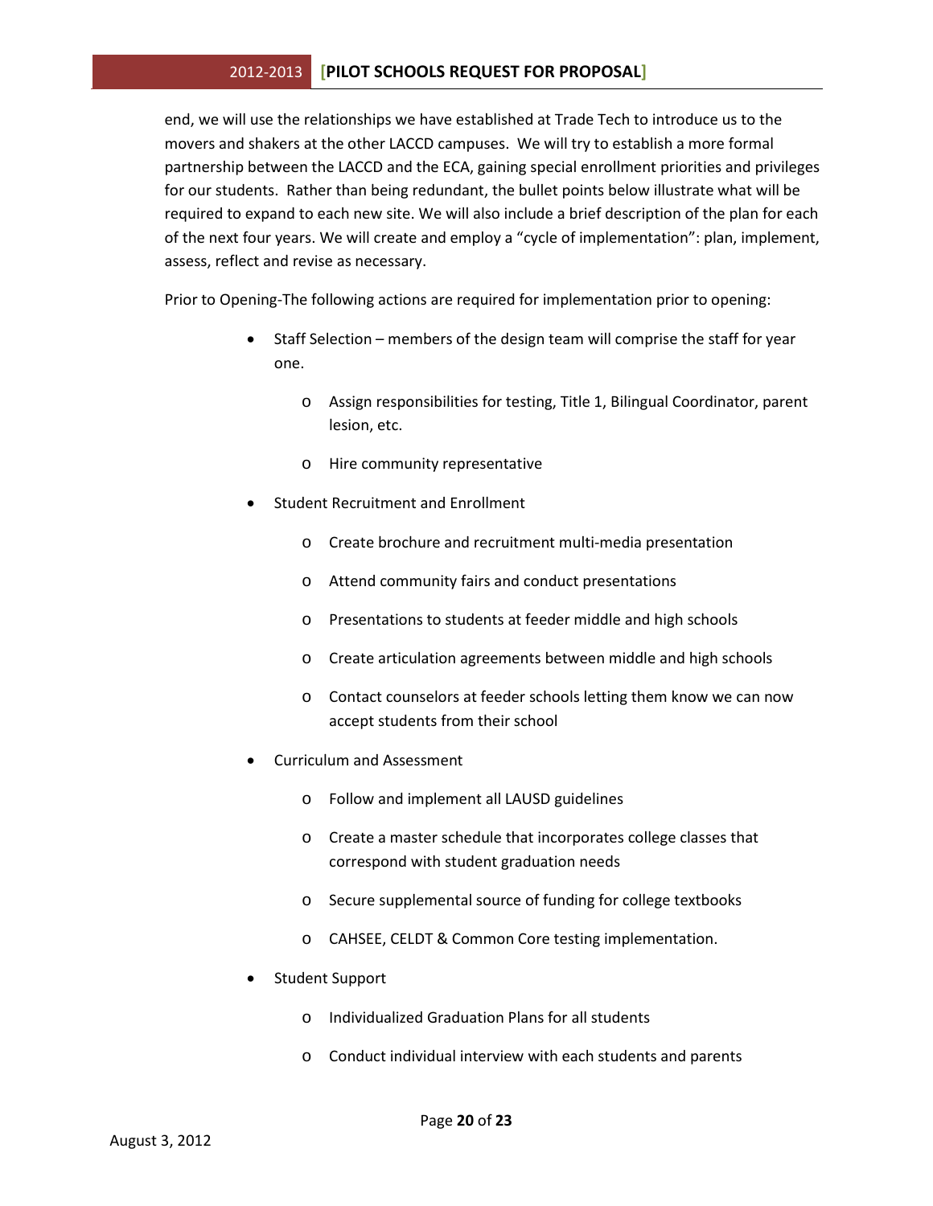end, we will use the relationships we have established at Trade Tech to introduce us to the movers and shakers at the other LACCD campuses. We will try to establish a more formal partnership between the LACCD and the ECA, gaining special enrollment priorities and privileges for our students. Rather than being redundant, the bullet points below illustrate what will be required to expand to each new site. We will also include a brief description of the plan for each of the next four years. We will create and employ a "cycle of implementation": plan, implement, assess, reflect and revise as necessary.

Prior to Opening-The following actions are required for implementation prior to opening:

- Staff Selection – members of the design team will comprise the staff for year one.
  - Assign responsibilities for testing, Title 1, Bilingual Coordinator, parent lesion, etc.
  - Hire community representative
- Student Recruitment and Enrollment
  - Create brochure and recruitment multi-media presentation
  - Attend community fairs and conduct presentations
  - Presentations to students at feeder middle and high schools
  - Create articulation agreements between middle and high schools
  - Contact counselors at feeder schools letting them know we can now accept students from their school
- Curriculum and Assessment
  - Follow and implement all LAUSD guidelines
  - Create a master schedule that incorporates college classes that correspond with student graduation needs
  - Secure supplemental source of funding for college textbooks
  - CAHSEE, CELDT & Common Core testing implementation.
- Student Support
  - Individualized Graduation Plans for all students
  - Conduct individual interview with each students and parents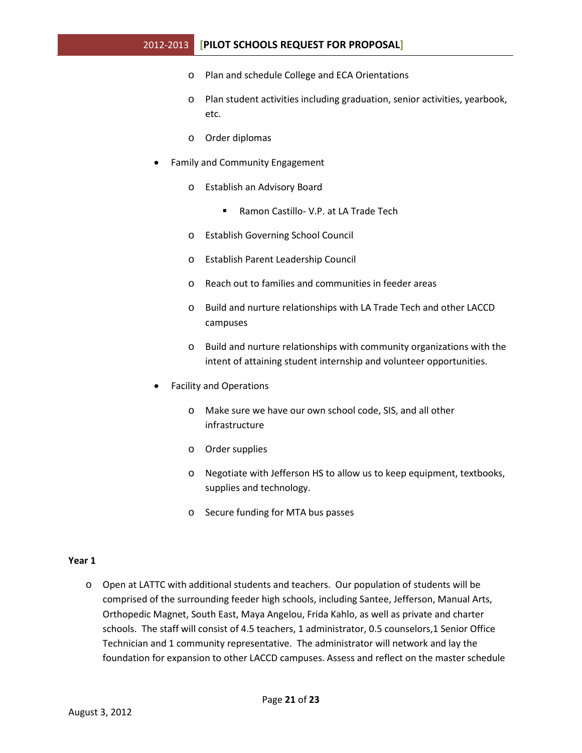- Plan and schedule College and ECA Orientations
  - Plan student activities including graduation, senior activities, yearbook, etc.
  - Order diplomas
- Family and Community Engagement
  - Establish an Advisory Board
    - Ramon Castillo- V.P. at LA Trade Tech
  - Establish Governing School Council
  - Establish Parent Leadership Council
  - Reach out to families and communities in feeder areas
  - Build and nurture relationships with LA Trade Tech and other LACCD campuses
  - Build and nurture relationships with community organizations with the intent of attaining student internship and volunteer opportunities.
- Facility and Operations
  - Make sure we have our own school code, SIS, and all other infrastructure
  - Order supplies
  - Negotiate with Jefferson HS to allow us to keep equipment, textbooks, supplies and technology.
  - Secure funding for MTA bus passes

**Year 1**

- Open at LATTC with additional students and teachers. Our population of students will be comprised of the surrounding feeder high schools, including Santee, Jefferson, Manual Arts, Orthopedic Magnet, South East, Maya Angelou, Frida Kahlo, as well as private and charter schools. The staff will consist of 4.5 teachers, 1 administrator, 0.5 counselors,1 Senior Office Technician and 1 community representative. The administrator will network and lay the foundation for expansion to other LACCD campuses. Assess and reflect on the master schedule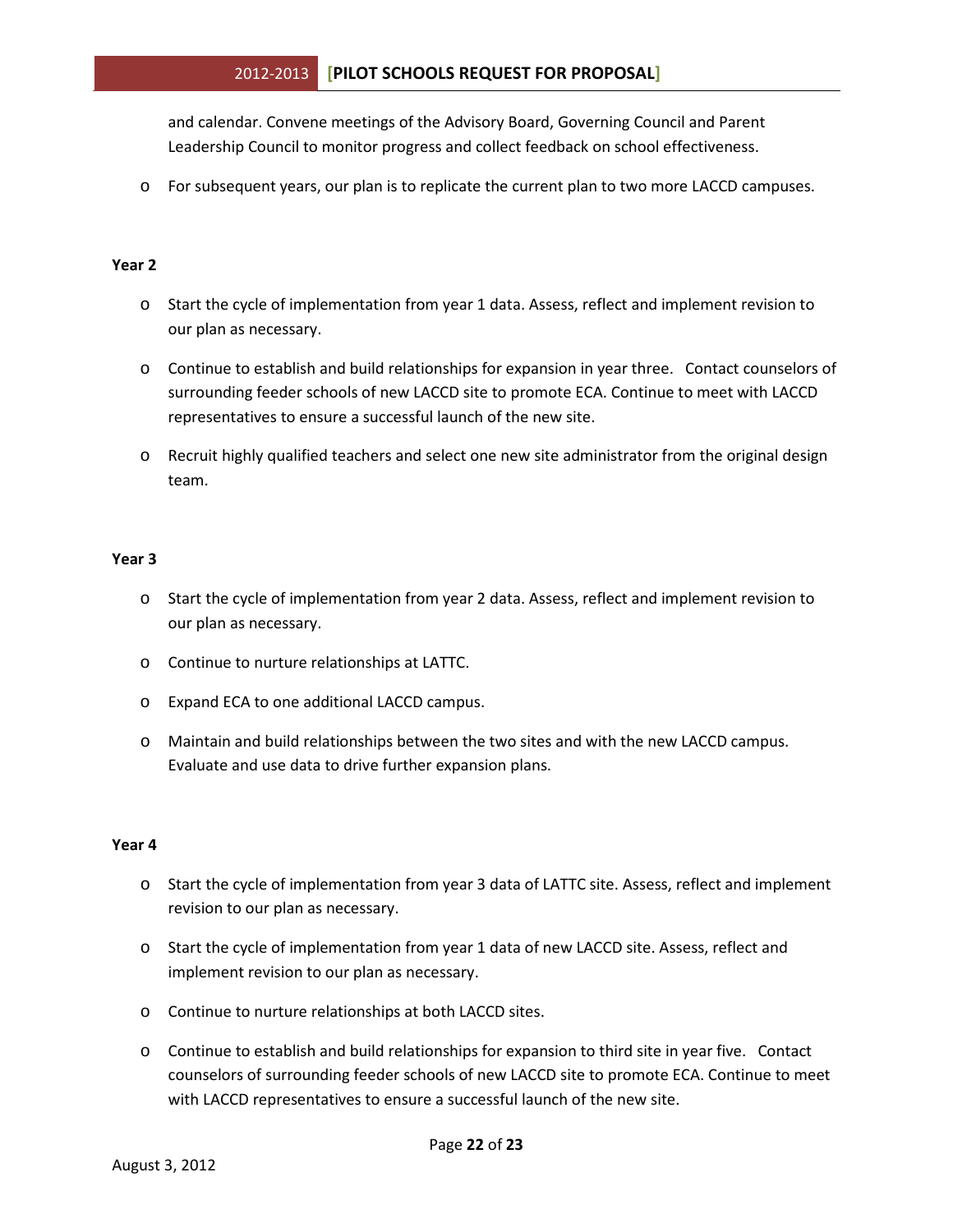and calendar. Convene meetings of the Advisory Board, Governing Council and Parent Leadership Council to monitor progress and collect feedback on school effectiveness.

- For subsequent years, our plan is to replicate the current plan to two more LACCD campuses.

**Year 2**

- Start the cycle of implementation from year 1 data. Assess, reflect and implement revision to our plan as necessary.
- Continue to establish and build relationships for expansion in year three. Contact counselors of surrounding feeder schools of new LACCD site to promote ECA. Continue to meet with LACCD representatives to ensure a successful launch of the new site.
- Recruit highly qualified teachers and select one new site administrator from the original design team.

**Year 3**

- Start the cycle of implementation from year 2 data. Assess, reflect and implement revision to our plan as necessary.
- Continue to nurture relationships at LATTC.
- Expand ECA to one additional LACCD campus.
- Maintain and build relationships between the two sites and with the new LACCD campus. Evaluate and use data to drive further expansion plans.

**Year 4**

- Start the cycle of implementation from year 3 data of LATTC site. Assess, reflect and implement revision to our plan as necessary.
- Start the cycle of implementation from year 1 data of new LACCD site. Assess, reflect and implement revision to our plan as necessary.
- Continue to nurture relationships at both LACCD sites.
- Continue to establish and build relationships for expansion to third site in year five. Contact counselors of surrounding feeder schools of new LACCD site to promote ECA. Continue to meet with LACCD representatives to ensure a successful launch of the new site.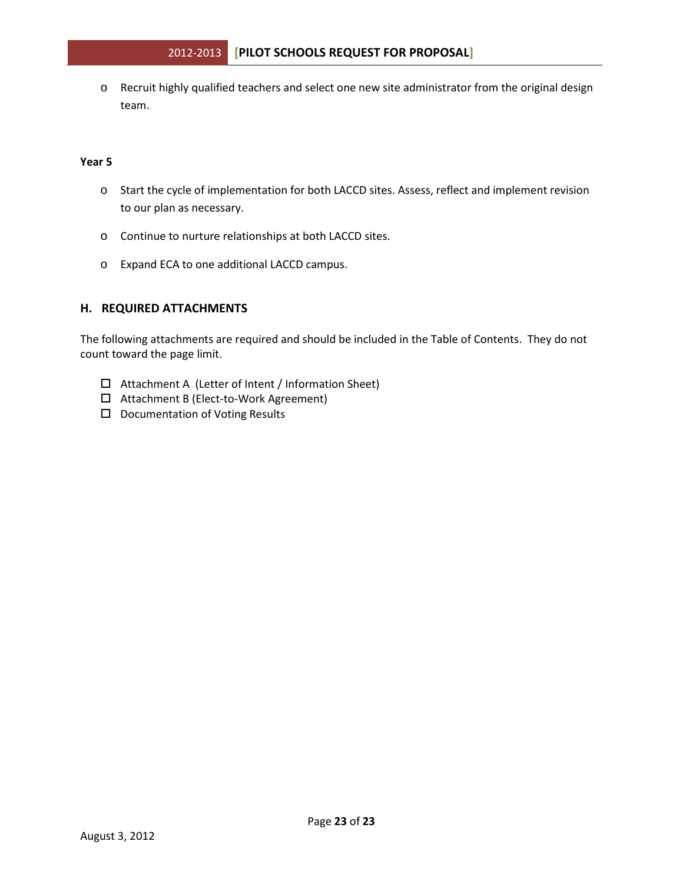- Recruit highly qualified teachers and select one new site administrator from the original design team.

**Year 5**

- Start the cycle of implementation for both LACCD sites. Assess, reflect and implement revision to our plan as necessary.
- Continue to nurture relationships at both LACCD sites.
- Expand ECA to one additional LACCD campus.

### H. REQUIRED ATTACHMENTS

The following attachments are required and should be included in the Table of Contents. They do not count toward the page limit.

- ☐ Attachment A (Letter of Intent / Information Sheet)
- ☐ Attachment B (Elect-to-Work Agreement)
- ☐ Documentation of Voting Results

August 3, 2012